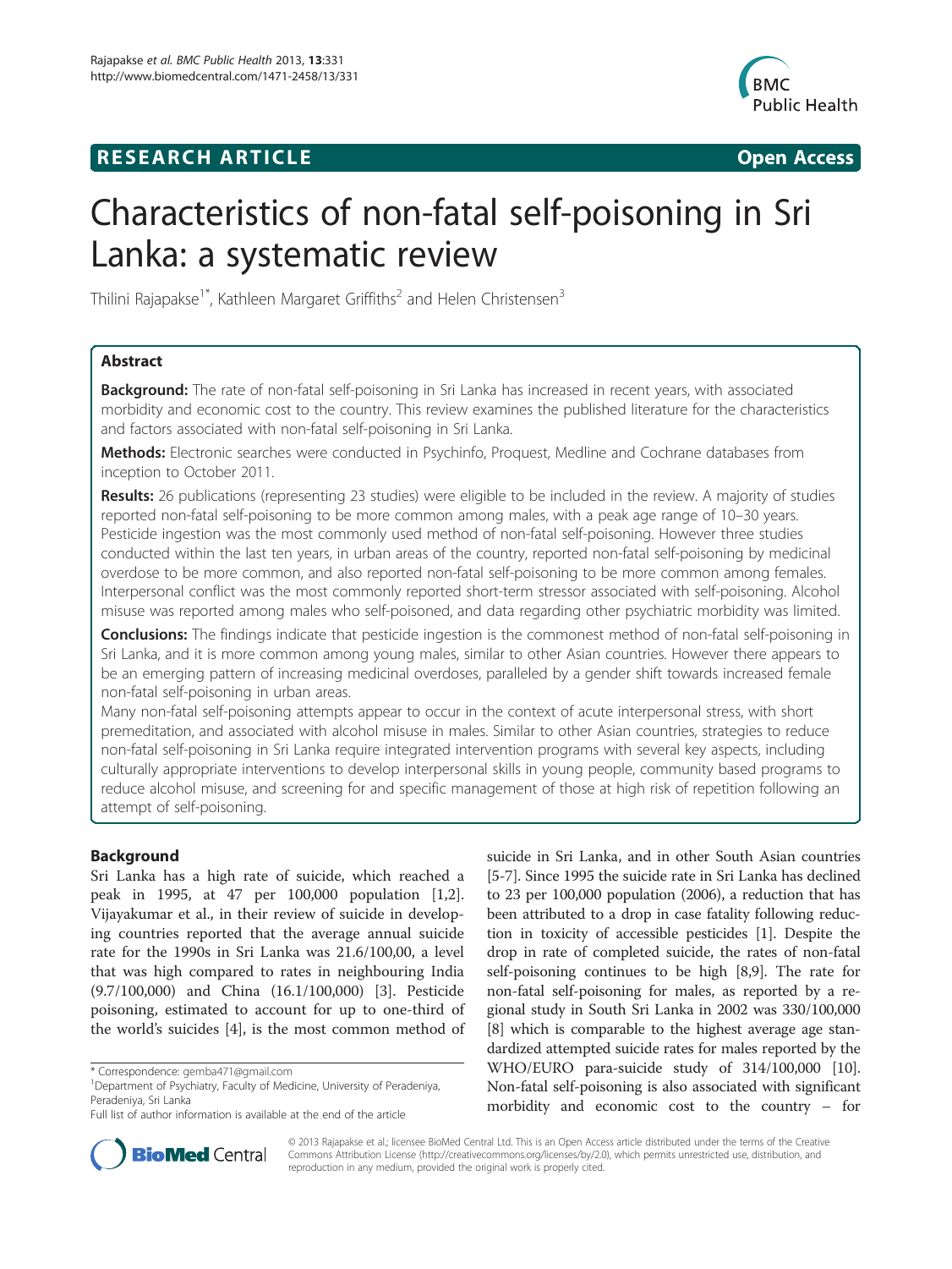**RESEARCH ARTICLE** **Open Access**

# Characteristics of non-fatal self-poisoning in Sri Lanka: a systematic review

Thilini Rajapakse[1*], Kathleen Margaret Griffiths[2] and Helen Christensen[3]

## Abstract

**Background:** The rate of non-fatal self-poisoning in Sri Lanka has increased in recent years, with associated morbidity and economic cost to the country. This review examines the published literature for the characteristics and factors associated with non-fatal self-poisoning in Sri Lanka.

**Methods:** Electronic searches were conducted in Psychinfo, Proquest, Medline and Cochrane databases from inception to October 2011.

**Results:** 26 publications (representing 23 studies) were eligible to be included in the review. A majority of studies reported non-fatal self-poisoning to be more common among males, with a peak age range of 10–30 years. Pesticide ingestion was the most commonly used method of non-fatal self-poisoning. However three studies conducted within the last ten years, in urban areas of the country, reported non-fatal self-poisoning by medicinal overdose to be more common, and also reported non-fatal self-poisoning to be more common among females. Interpersonal conflict was the most commonly reported short-term stressor associated with self-poisoning. Alcohol misuse was reported among males who self-poisoned, and data regarding other psychiatric morbidity was limited.

**Conclusions:** The findings indicate that pesticide ingestion is the commonest method of non-fatal self-poisoning in Sri Lanka, and it is more common among young males, similar to other Asian countries. However there appears to be an emerging pattern of increasing medicinal overdoses, paralleled by a gender shift towards increased female non-fatal self-poisoning in urban areas.

Many non-fatal self-poisoning attempts appear to occur in the context of acute interpersonal stress, with short premeditation, and associated with alcohol misuse in males. Similar to other Asian countries, strategies to reduce non-fatal self-poisoning in Sri Lanka require integrated intervention programs with several key aspects, including culturally appropriate interventions to develop interpersonal skills in young people, community based programs to reduce alcohol misuse, and screening for and specific management of those at high risk of repetition following an attempt of self-poisoning.

## Background

Sri Lanka has a high rate of suicide, which reached a peak in 1995, at 47 per 100,000 population [1,2]. Vijayakumar et al., in their review of suicide in developing countries reported that the average annual suicide rate for the 1990s in Sri Lanka was 21.6/100,00, a level that was high compared to rates in neighbouring India (9.7/100,000) and China (16.1/100,000) [3]. Pesticide poisoning, estimated to account for up to one-third of the world's suicides [4], is the most common method of suicide in Sri Lanka, and in other South Asian countries [5-7]. Since 1995 the suicide rate in Sri Lanka has declined to 23 per 100,000 population (2006), a reduction that has been attributed to a drop in case fatality following reduction in toxicity of accessible pesticides [1]. Despite the drop in rate of completed suicide, the rates of non-fatal self-poisoning continues to be high [8,9]. The rate for non-fatal self-poisoning for males, as reported by a regional study in South Sri Lanka in 2002 was 330/100,000 [8] which is comparable to the highest average age standardized attempted suicide rates for males reported by the WHO/EURO para-suicide study of 314/100,000 [10]. Non-fatal self-poisoning is also associated with significant morbidity and economic cost to the country – for

\* Correspondence: gemba471@gmail.com
[1]Department of Psychiatry, Faculty of Medicine, University of Peradeniya, Peradeniya, Sri Lanka
Full list of author information is available at the end of the article

© 2013 Rajapakse et al.; licensee BioMed Central Ltd. This is an Open Access article distributed under the terms of the Creative Commons Attribution License (http://creativecommons.org/licenses/by/2.0), which permits unrestricted use, distribution, and reproduction in any medium, provided the original work is properly cited.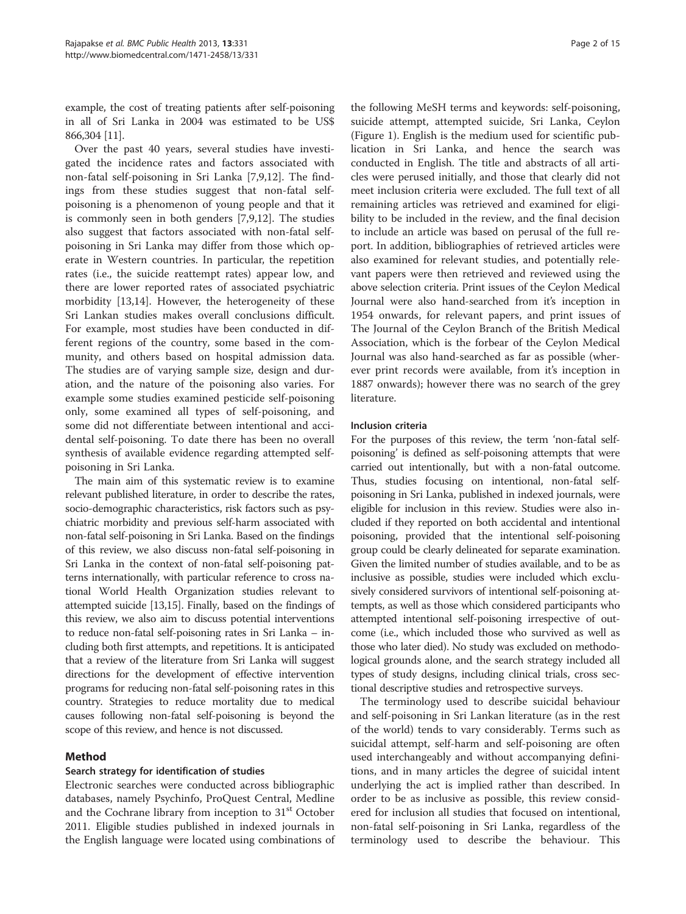example, the cost of treating patients after self-poisoning in all of Sri Lanka in 2004 was estimated to be US$ 866,304 [11].

Over the past 40 years, several studies have investigated the incidence rates and factors associated with non-fatal self-poisoning in Sri Lanka [7,9,12]. The findings from these studies suggest that non-fatal self-poisoning is a phenomenon of young people and that it is commonly seen in both genders [7,9,12]. The studies also suggest that factors associated with non-fatal self-poisoning in Sri Lanka may differ from those which operate in Western countries. In particular, the repetition rates (i.e., the suicide reattempt rates) appear low, and there are lower reported rates of associated psychiatric morbidity [13,14]. However, the heterogeneity of these Sri Lankan studies makes overall conclusions difficult. For example, most studies have been conducted in different regions of the country, some based in the community, and others based on hospital admission data. The studies are of varying sample size, design and duration, and the nature of the poisoning also varies. For example some studies examined pesticide self-poisoning only, some examined all types of self-poisoning, and some did not differentiate between intentional and accidental self-poisoning. To date there has been no overall synthesis of available evidence regarding attempted self-poisoning in Sri Lanka.

The main aim of this systematic review is to examine relevant published literature, in order to describe the rates, socio-demographic characteristics, risk factors such as psychiatric morbidity and previous self-harm associated with non-fatal self-poisoning in Sri Lanka. Based on the findings of this review, we also discuss non-fatal self-poisoning in Sri Lanka in the context of non-fatal self-poisoning patterns internationally, with particular reference to cross national World Health Organization studies relevant to attempted suicide [13,15]. Finally, based on the findings of this review, we also aim to discuss potential interventions to reduce non-fatal self-poisoning rates in Sri Lanka – including both first attempts, and repetitions. It is anticipated that a review of the literature from Sri Lanka will suggest directions for the development of effective intervention programs for reducing non-fatal self-poisoning rates in this country. Strategies to reduce mortality due to medical causes following non-fatal self-poisoning is beyond the scope of this review, and hence is not discussed.

## Method

### Search strategy for identification of studies

Electronic searches were conducted across bibliographic databases, namely Psychinfo, ProQuest Central, Medline and the Cochrane library from inception to 31st October 2011. Eligible studies published in indexed journals in the English language were located using combinations of the following MeSH terms and keywords: self-poisoning, suicide attempt, attempted suicide, Sri Lanka, Ceylon (Figure 1). English is the medium used for scientific publication in Sri Lanka, and hence the search was conducted in English. The title and abstracts of all articles were perused initially, and those that clearly did not meet inclusion criteria were excluded. The full text of all remaining articles was retrieved and examined for eligibility to be included in the review, and the final decision to include an article was based on perusal of the full report. In addition, bibliographies of retrieved articles were also examined for relevant studies, and potentially relevant papers were then retrieved and reviewed using the above selection criteria. Print issues of the Ceylon Medical Journal were also hand-searched from it's inception in 1954 onwards, for relevant papers, and print issues of The Journal of the Ceylon Branch of the British Medical Association, which is the forbear of the Ceylon Medical Journal was also hand-searched as far as possible (wherever print records were available, from it's inception in 1887 onwards); however there was no search of the grey literature.

### Inclusion criteria

For the purposes of this review, the term 'non-fatal self-poisoning' is defined as self-poisoning attempts that were carried out intentionally, but with a non-fatal outcome. Thus, studies focusing on intentional, non-fatal self-poisoning in Sri Lanka, published in indexed journals, were eligible for inclusion in this review. Studies were also included if they reported on both accidental and intentional poisoning, provided that the intentional self-poisoning group could be clearly delineated for separate examination. Given the limited number of studies available, and to be as inclusive as possible, studies were included which exclusively considered survivors of intentional self-poisoning attempts, as well as those which considered participants who attempted intentional self-poisoning irrespective of outcome (i.e., which included those who survived as well as those who later died). No study was excluded on methodological grounds alone, and the search strategy included all types of study designs, including clinical trials, cross sectional descriptive studies and retrospective surveys.

The terminology used to describe suicidal behaviour and self-poisoning in Sri Lankan literature (as in the rest of the world) tends to vary considerably. Terms such as suicidal attempt, self-harm and self-poisoning are often used interchangeably and without accompanying definitions, and in many articles the degree of suicidal intent underlying the act is implied rather than described. In order to be as inclusive as possible, this review considered for inclusion all studies that focused on intentional, non-fatal self-poisoning in Sri Lanka, regardless of the terminology used to describe the behaviour. This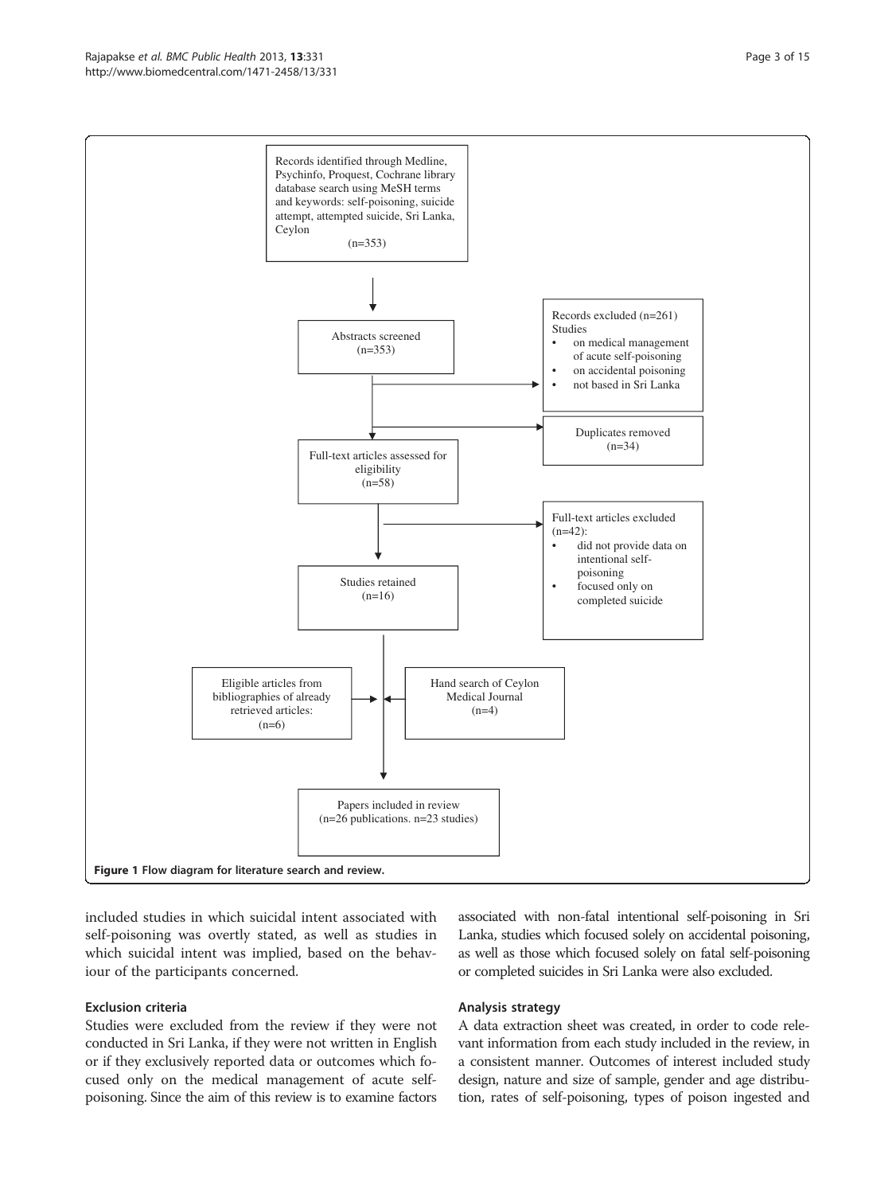Records identified through Medline, Psychinfo, Proquest, Cochrane library database search using MeSH terms and keywords: self-poisoning, suicide attempt, attempted suicide, Sri Lanka, Ceylon (n=353)

Abstracts screened (n=353)

Records excluded (n=261) Studies
- on medical management of acute self-poisoning
- on accidental poisoning
- not based in Sri Lanka

Duplicates removed (n=34)

Full-text articles assessed for eligibility (n=58)

Full-text articles excluded (n=42):
- did not provide data on intentional self-poisoning
- focused only on completed suicide

Studies retained (n=16)

Eligible articles from bibliographies of already retrieved articles: (n=6)

Hand search of Ceylon Medical Journal (n=4)

Papers included in review (n=26 publications. n=23 studies)

**Figure 1 Flow diagram for literature search and review.**

included studies in which suicidal intent associated with self-poisoning was overtly stated, as well as studies in which suicidal intent was implied, based on the behaviour of the participants concerned.

### Exclusion criteria

Studies were excluded from the review if they were not conducted in Sri Lanka, if they were not written in English or if they exclusively reported data or outcomes which focused only on the medical management of acute self-poisoning. Since the aim of this review is to examine factors associated with non-fatal intentional self-poisoning in Sri Lanka, studies which focused solely on accidental poisoning, as well as those which focused solely on fatal self-poisoning or completed suicides in Sri Lanka were also excluded.

### Analysis strategy

A data extraction sheet was created, in order to code relevant information from each study included in the review, in a consistent manner. Outcomes of interest included study design, nature and size of sample, gender and age distribution, rates of self-poisoning, types of poison ingested and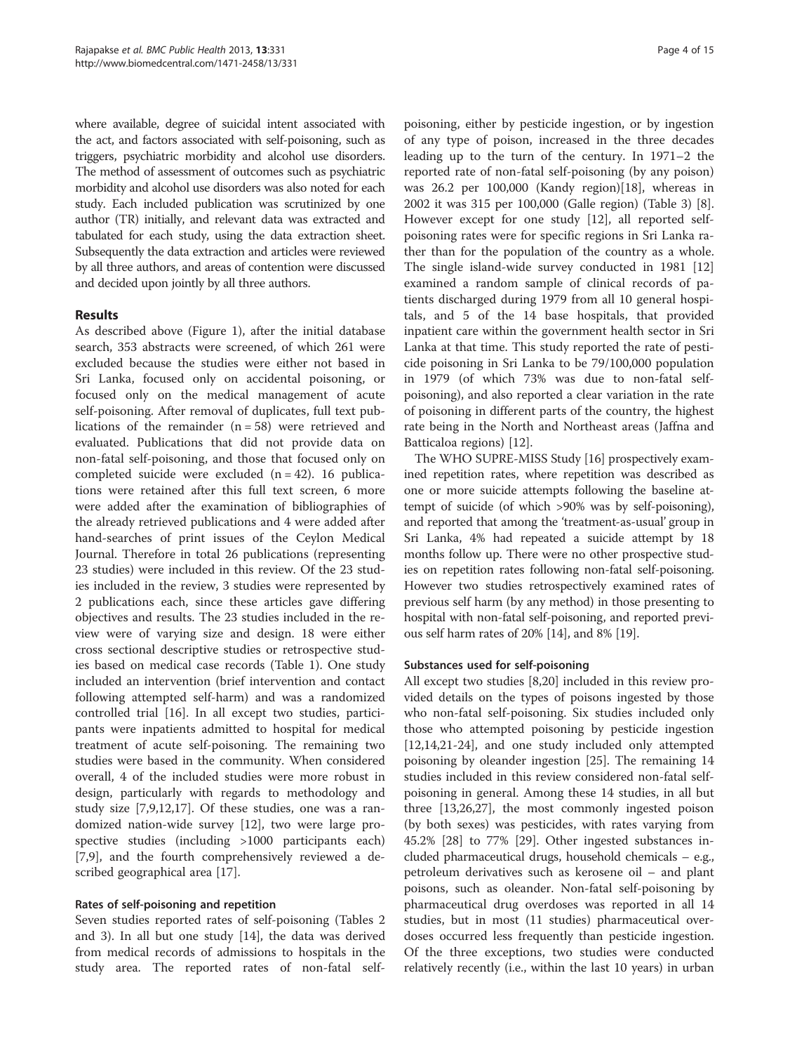where available, degree of suicidal intent associated with the act, and factors associated with self-poisoning, such as triggers, psychiatric morbidity and alcohol use disorders. The method of assessment of outcomes such as psychiatric morbidity and alcohol use disorders was also noted for each study. Each included publication was scrutinized by one author (TR) initially, and relevant data was extracted and tabulated for each study, using the data extraction sheet. Subsequently the data extraction and articles were reviewed by all three authors, and areas of contention were discussed and decided upon jointly by all three authors.

## Results

As described above (Figure 1), after the initial database search, 353 abstracts were screened, of which 261 were excluded because the studies were either not based in Sri Lanka, focused only on accidental poisoning, or focused only on the medical management of acute self-poisoning. After removal of duplicates, full text publications of the remainder (n = 58) were retrieved and evaluated. Publications that did not provide data on non-fatal self-poisoning, and those that focused only on completed suicide were excluded (n = 42). 16 publications were retained after this full text screen, 6 more were added after the examination of bibliographies of the already retrieved publications and 4 were added after hand-searches of print issues of the Ceylon Medical Journal. Therefore in total 26 publications (representing 23 studies) were included in this review. Of the 23 studies included in the review, 3 studies were represented by 2 publications each, since these articles gave differing objectives and results. The 23 studies included in the review were of varying size and design. 18 were either cross sectional descriptive studies or retrospective studies based on medical case records (Table 1). One study included an intervention (brief intervention and contact following attempted self-harm) and was a randomized controlled trial [16]. In all except two studies, participants were inpatients admitted to hospital for medical treatment of acute self-poisoning. The remaining two studies were based in the community. When considered overall, 4 of the included studies were more robust in design, particularly with regards to methodology and study size [7,9,12,17]. Of these studies, one was a randomized nation-wide survey [12], two were large prospective studies (including >1000 participants each) [7,9], and the fourth comprehensively reviewed a described geographical area [17].

### Rates of self-poisoning and repetition

Seven studies reported rates of self-poisoning (Tables 2 and 3). In all but one study [14], the data was derived from medical records of admissions to hospitals in the study area. The reported rates of non-fatal self-poisoning, either by pesticide ingestion, or by ingestion of any type of poison, increased in the three decades leading up to the turn of the century. In 1971–2 the reported rate of non-fatal self-poisoning (by any poison) was 26.2 per 100,000 (Kandy region)[18], whereas in 2002 it was 315 per 100,000 (Galle region) (Table 3) [8]. However except for one study [12], all reported self-poisoning rates were for specific regions in Sri Lanka rather than for the population of the country as a whole. The single island-wide survey conducted in 1981 [12] examined a random sample of clinical records of patients discharged during 1979 from all 10 general hospitals, and 5 of the 14 base hospitals, that provided inpatient care within the government health sector in Sri Lanka at that time. This study reported the rate of pesticide poisoning in Sri Lanka to be 79/100,000 population in 1979 (of which 73% was due to non-fatal self-poisoning), and also reported a clear variation in the rate of poisoning in different parts of the country, the highest rate being in the North and Northeast areas (Jaffna and Batticaloa regions) [12].

The WHO SUPRE-MISS Study [16] prospectively examined repetition rates, where repetition was described as one or more suicide attempts following the baseline attempt of suicide (of which >90% was by self-poisoning), and reported that among the 'treatment-as-usual' group in Sri Lanka, 4% had repeated a suicide attempt by 18 months follow up. There were no other prospective studies on repetition rates following non-fatal self-poisoning. However two studies retrospectively examined rates of previous self harm (by any method) in those presenting to hospital with non-fatal self-poisoning, and reported previous self harm rates of 20% [14], and 8% [19].

### Substances used for self-poisoning

All except two studies [8,20] included in this review provided details on the types of poisons ingested by those who non-fatal self-poisoning. Six studies included only those who attempted poisoning by pesticide ingestion [12,14,21-24], and one study included only attempted poisoning by oleander ingestion [25]. The remaining 14 studies included in this review considered non-fatal self-poisoning in general. Among these 14 studies, in all but three [13,26,27], the most commonly ingested poison (by both sexes) was pesticides, with rates varying from 45.2% [28] to 77% [29]. Other ingested substances included pharmaceutical drugs, household chemicals – e.g., petroleum derivatives such as kerosene oil – and plant poisons, such as oleander. Non-fatal self-poisoning by pharmaceutical drug overdoses was reported in all 14 studies, but in most (11 studies) pharmaceutical overdoses occurred less frequently than pesticide ingestion. Of the three exceptions, two studies were conducted relatively recently (i.e., within the last 10 years) in urban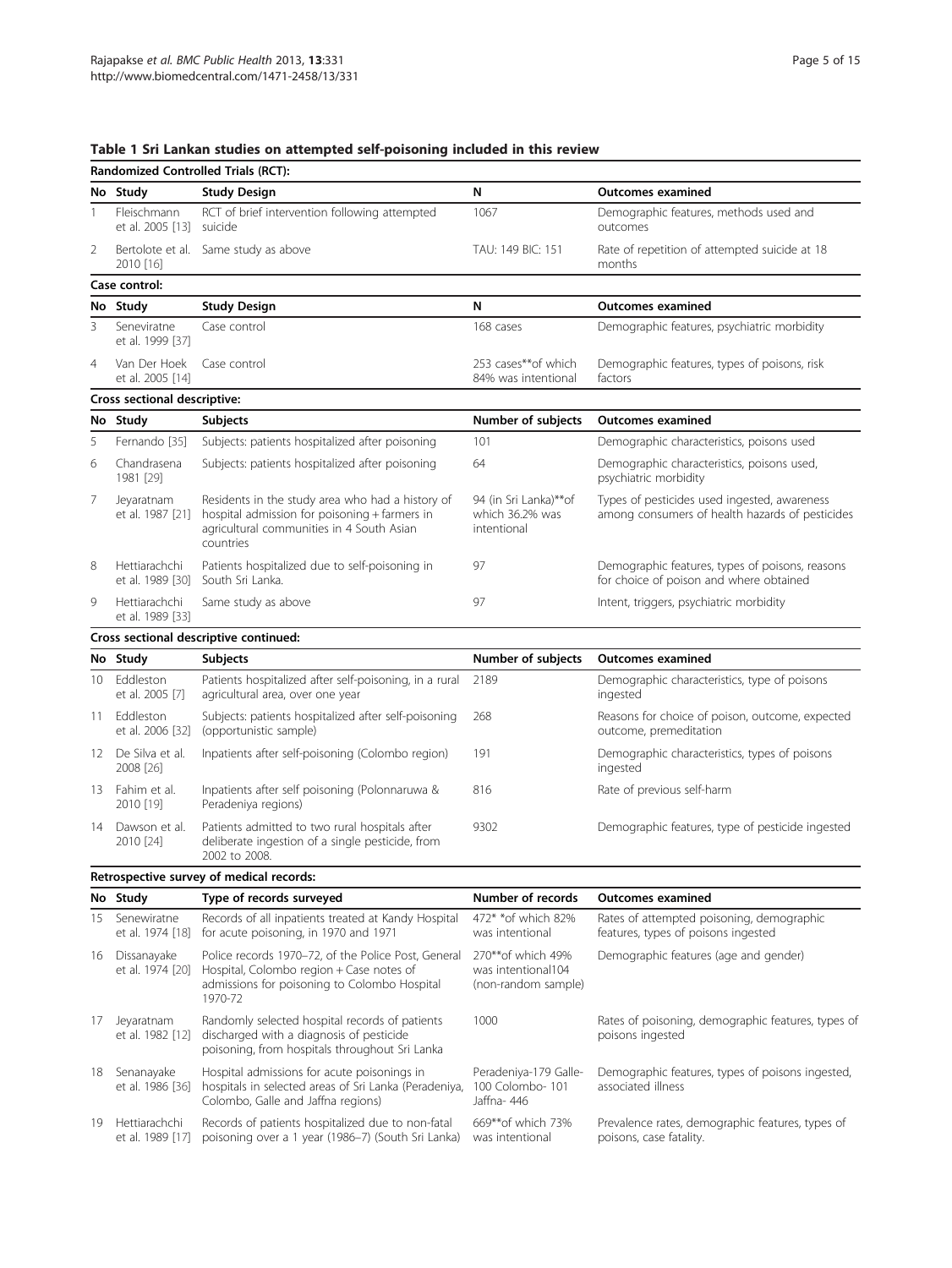**Table 1 Sri Lankan studies on attempted self-poisoning included in this review**

| No | Study | Study Design | N | Outcomes examined |
|---|---|---|---|---|
| **Randomized Controlled Trials (RCT):** | | | | |
| 1 | Fleischmann et al. 2005 [13] | RCT of brief intervention following attempted suicide | 1067 | Demographic features, methods used and outcomes |
| 2 | Bertolote et al. 2010 [16] | Same study as above | TAU: 149 BIC: 151 | Rate of repetition of attempted suicide at 18 months |
| **Case control:** | | | | |
| **No** | **Study** | **Study Design** | **N** | **Outcomes examined** |
| 3 | Seneviratne et al. 1999 [37] | Case control | 168 cases | Demographic features, psychiatric morbidity |
| 4 | Van Der Hoek et al. 2005 [14] | Case control | 253 cases**of which 84% was intentional | Demographic features, types of poisons, risk factors |
| **Cross sectional descriptive:** | | | | |
| **No** | **Study** | **Subjects** | **Number of subjects** | **Outcomes examined** |
| 5 | Fernando [35] | Subjects: patients hospitalized after poisoning | 101 | Demographic characteristics, poisons used |
| 6 | Chandrasena 1981 [29] | Subjects: patients hospitalized after poisoning | 64 | Demographic characteristics, poisons used, psychiatric morbidity |
| 7 | Jeyaratnam et al. 1987 [21] | Residents in the study area who had a history of hospital admission for poisoning + farmers in agricultural communities in 4 South Asian countries | 94 (in Sri Lanka)**of which 36.2% was intentional | Types of pesticides used ingested, awareness among consumers of health hazards of pesticides |
| 8 | Hettiarachchi et al. 1989 [30] | Patients hospitalized due to self-poisoning in South Sri Lanka. | 97 | Demographic features, types of poisons, reasons for choice of poison and where obtained |
| 9 | Hettiarachchi et al. 1989 [33] | Same study as above | 97 | Intent, triggers, psychiatric morbidity |
| **Cross sectional descriptive continued:** | | | | |
| **No** | **Study** | **Subjects** | **Number of subjects** | **Outcomes examined** |
| 10 | Eddleston et al. 2005 [7] | Patients hospitalized after self-poisoning, in a rural agricultural area, over one year | 2189 | Demographic characteristics, type of poisons ingested |
| 11 | Eddleston et al. 2006 [32] | Subjects: patients hospitalized after self-poisoning (opportunistic sample) | 268 | Reasons for choice of poison, outcome, expected outcome, premeditation |
| 12 | De Silva et al. 2008 [26] | Inpatients after self-poisoning (Colombo region) | 191 | Demographic characteristics, types of poisons ingested |
| 13 | Fahim et al. 2010 [19] | Inpatients after self poisoning (Polonnaruwa & Peradeniya regions) | 816 | Rate of previous self-harm |
| 14 | Dawson et al. 2010 [24] | Patients admitted to two rural hospitals after deliberate ingestion of a single pesticide, from 2002 to 2008. | 9302 | Demographic features, type of pesticide ingested |
| **Retrospective survey of medical records:** | | | | |
| **No** | **Study** | **Type of records surveyed** | **Number of records** | **Outcomes examined** |
| 15 | Senewiratne et al. 1974 [18] | Records of all inpatients treated at Kandy Hospital for acute poisoning, in 1970 and 1971 | 472* *of which 82% was intentional | Rates of attempted poisoning, demographic features, types of poisons ingested |
| 16 | Dissanayake et al. 1974 [20] | Police records 1970–72, of the Police Post, General Hospital, Colombo region + Case notes of admissions for poisoning to Colombo Hospital 1970-72 | 270**of which 49% was intentional104 (non-random sample) | Demographic features (age and gender) |
| 17 | Jeyaratnam et al. 1982 [12] | Randomly selected hospital records of patients discharged with a diagnosis of pesticide poisoning, from hospitals throughout Sri Lanka | 1000 | Rates of poisoning, demographic features, types of poisons ingested |
| 18 | Senanayake et al. 1986 [36] | Hospital admissions for acute poisonings in hospitals in selected areas of Sri Lanka (Peradeniya, Colombo, Galle and Jaffna regions) | Peradeniya-179 Galle-100 Colombo- 101 Jaffna- 446 | Demographic features, types of poisons ingested, associated illness |
| 19 | Hettiarachchi et al. 1989 [17] | Records of patients hospitalized due to non-fatal poisoning over a 1 year (1986–7) (South Sri Lanka) | 669**of which 73% was intentional | Prevalence rates, demographic features, types of poisons, case fatality. |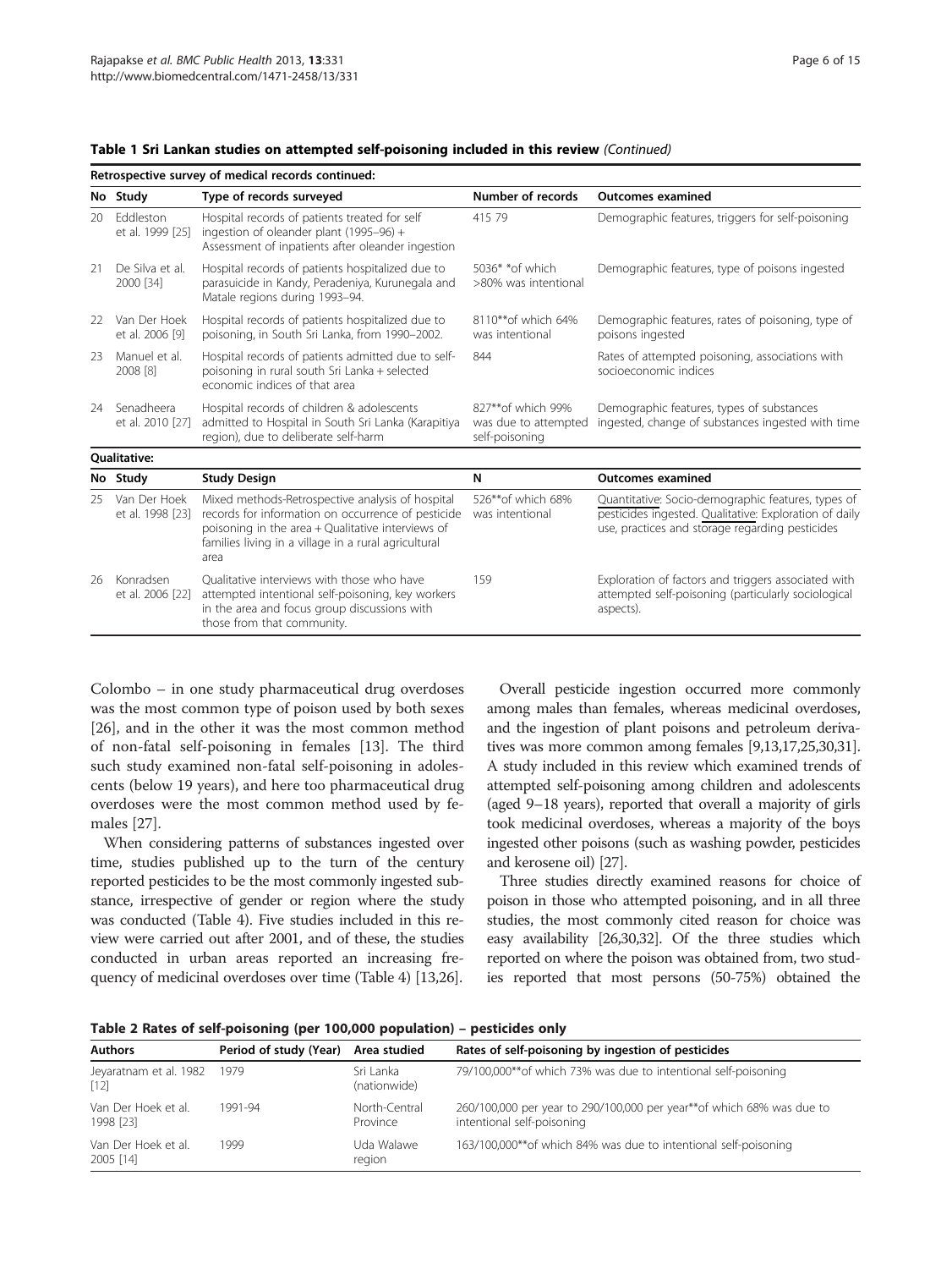**Table 1 Sri Lankan studies on attempted self-poisoning included in this review** *(Continued)*

| No | Study | Type of records surveyed | Number of records | Outcomes examined |
|---|---|---|---|---|
| **Retrospective survey of medical records continued:** | | | | |
| 20 | Eddleston et al. 1999 [25] | Hospital records of patients treated for self ingestion of oleander plant (1995–96) + Assessment of inpatients after oleander ingestion | 415 79 | Demographic features, triggers for self-poisoning |
| 21 | De Silva et al. 2000 [34] | Hospital records of patients hospitalized due to parasuicide in Kandy, Peradeniya, Kurunegala and Matale regions during 1993–94. | 5036* *of which >80% was intentional | Demographic features, type of poisons ingested |
| 22 | Van Der Hoek et al. 2006 [9] | Hospital records of patients hospitalized due to poisoning, in South Sri Lanka, from 1990–2002. | 8110**of which 64% was intentional | Demographic features, rates of poisoning, type of poisons ingested |
| 23 | Manuel et al. 2008 [8] | Hospital records of patients admitted due to self-poisoning in rural south Sri Lanka + selected economic indices of that area | 844 | Rates of attempted poisoning, associations with socioeconomic indices |
| 24 | Senadheera et al. 2010 [27] | Hospital records of children & adolescents admitted to Hospital in South Sri Lanka (Karapitiya region), due to deliberate self-harm | 827**of which 99% was due to attempted self-poisoning | Demographic features, types of substances ingested, change of substances ingested with time |
| **Qualitative:** | | | | |
| **No** | **Study** | **Study Design** | **N** | **Outcomes examined** |
| 25 | Van Der Hoek et al. 1998 [23] | Mixed methods-Retrospective analysis of hospital records for information on occurrence of pesticide poisoning in the area + Qualitative interviews of families living in a village in a rural agricultural area | 526**of which 68% was intentional | Quantitative: Socio-demographic features, types of pesticides ingested. Qualitative: Exploration of daily use, practices and storage regarding pesticides |
| 26 | Konradsen et al. 2006 [22] | Qualitative interviews with those who have attempted intentional self-poisoning, key workers in the area and focus group discussions with those from that community. | 159 | Exploration of factors and triggers associated with attempted self-poisoning (particularly sociological aspects). |

Colombo – in one study pharmaceutical drug overdoses was the most common type of poison used by both sexes [26], and in the other it was the most common method of non-fatal self-poisoning in females [13]. The third such study examined non-fatal self-poisoning in adolescents (below 19 years), and here too pharmaceutical drug overdoses were the most common method used by females [27].

When considering patterns of substances ingested over time, studies published up to the turn of the century reported pesticides to be the most commonly ingested substance, irrespective of gender or region where the study was conducted (Table 4). Five studies included in this review were carried out after 2001, and of these, the studies conducted in urban areas reported an increasing frequency of medicinal overdoses over time (Table 4) [13,26].

Overall pesticide ingestion occurred more commonly among males than females, whereas medicinal overdoses, and the ingestion of plant poisons and petroleum derivatives was more common among females [9,13,17,25,30,31]. A study included in this review which examined trends of attempted self-poisoning among children and adolescents (aged 9–18 years), reported that overall a majority of girls took medicinal overdoses, whereas a majority of the boys ingested other poisons (such as washing powder, pesticides and kerosene oil) [27].

Three studies directly examined reasons for choice of poison in those who attempted poisoning, and in all three studies, the most commonly cited reason for choice was easy availability [26,30,32]. Of the three studies which reported on where the poison was obtained from, two studies reported that most persons (50-75%) obtained the

**Table 2 Rates of self-poisoning (per 100,000 population) – pesticides only**

| Authors | Period of study (Year) | Area studied | Rates of self-poisoning by ingestion of pesticides |
|---|---|---|---|
| Jeyaratnam et al. 1982 [12] | 1979 | Sri Lanka (nationwide) | 79/100,000**of which 73% was due to intentional self-poisoning |
| Van Der Hoek et al. 1998 [23] | 1991-94 | North-Central Province | 260/100,000 per year to 290/100,000 per year**of which 68% was due to intentional self-poisoning |
| Van Der Hoek et al. 2005 [14] | 1999 | Uda Walawe region | 163/100,000**of which 84% was due to intentional self-poisoning |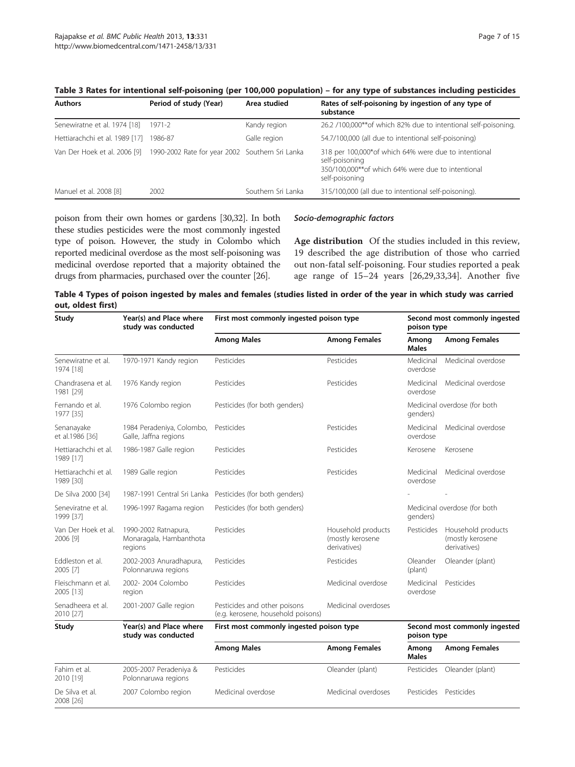**Table 3 Rates for intentional self-poisoning (per 100,000 population) – for any type of substances including pesticides**

| Authors | Period of study (Year) | Area studied | Rates of self-poisoning by ingestion of any type of substance |
|---|---|---|---|
| Senewiratne et al. 1974 [18] | 1971-2 | Kandy region | 26.2 /100,000**of which 82% due to intentional self-poisoning. |
| Hettiarachchi et al. 1989 [17] | 1986-87 | Galle region | 54.7/100,000 (all due to intentional self-poisoning) |
| Van Der Hoek et al. 2006 [9] | 1990-2002 Rate for year 2002 | Southern Sri Lanka | 318 per 100,000*of which 64% were due to intentional self-poisoning 350/100,000**of which 64% were due to intentional self-poisoning |
| Manuel et al. 2008 [8] | 2002 | Southern Sri Lanka | 315/100,000 (all due to intentional self-poisoning). |

poison from their own homes or gardens [30,32]. In both these studies pesticides were the most commonly ingested type of poison. However, the study in Colombo which reported medicinal overdose as the most self-poisoning was medicinal overdose reported that a majority obtained the drugs from pharmacies, purchased over the counter [26].

### *Socio-demographic factors*

**Age distribution** Of the studies included in this review, 19 described the age distribution of those who carried out non-fatal self-poisoning. Four studies reported a peak age range of 15–24 years [26,29,33,34]. Another five

**Table 4 Types of poison ingested by males and females (studies listed in order of the year in which study was carried out, oldest first)**

| Study | Year(s) and Place where study was conducted | First most commonly ingested poison type | | Second most commonly ingested poison type | |
|---|---|---|---|---|---|
| | | Among Males | Among Females | Among Males | Among Females |
| Senewiratne et al. 1974 [18] | 1970-1971 Kandy region | Pesticides | Pesticides | Medicinal overdose | Medicinal overdose |
| Chandrasena et al. 1981 [29] | 1976 Kandy region | Pesticides | Pesticides | Medicinal overdose | Medicinal overdose |
| Fernando et al. 1977 [35] | 1976 Colombo region | Pesticides (for both genders) | | Medicinal overdose (for both genders) | |
| Senanayake et al.1986 [36] | 1984 Peradeniya, Colombo, Galle, Jaffna regions | Pesticides | Pesticides | Medicinal overdose | Medicinal overdose |
| Hettiarachchi et al. 1989 [17] | 1986-1987 Galle region | Pesticides | Pesticides | Kerosene | Kerosene |
| Hettiarachchi et al. 1989 [30] | 1989 Galle region | Pesticides | Pesticides | Medicinal overdose | Medicinal overdose |
| De Silva 2000 [34] | 1987-1991 Central Sri Lanka | Pesticides (for both genders) | | - | - |
| Seneviratne et al. 1999 [37] | 1996-1997 Ragama region | Pesticides (for both genders) | | Medicinal overdose (for both genders) | |
| Van Der Hoek et al. 2006 [9] | 1990-2002 Ratnapura, Monaragala, Hambanthota regions | Pesticides | Household products (mostly kerosene derivatives) | Pesticides | Household products (mostly kerosene derivatives) |
| Eddleston et al. 2005 [7] | 2002-2003 Anuradhapura, Polonnaruwa regions | Pesticides | Pesticides | Oleander (plant) | Oleander (plant) |
| Fleischmann et al. 2005 [13] | 2002- 2004 Colombo region | Pesticides | Medicinal overdose | Medicinal overdose | Pesticides |
| Senadheera et al. 2010 [27] | 2001-2007 Galle region | Pesticides and other poisons (e.g. kerosene, household poisons) | Medicinal overdoses | | |
| Fahim et al. 2010 [19] | 2005-2007 Peradeniya & Polonnaruwa regions | Pesticides | Oleander (plant) | Pesticides | Oleander (plant) |
| De Silva et al. 2008 [26] | 2007 Colombo region | Medicinal overdose | Medicinal overdoses | Pesticides | Pesticides |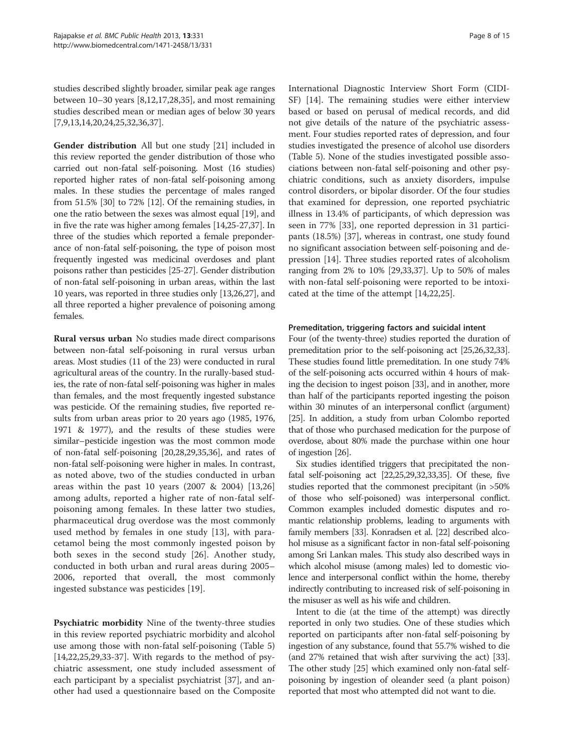studies described slightly broader, similar peak age ranges between 10–30 years [8,12,17,28,35], and most remaining studies described mean or median ages of below 30 years [7,9,13,14,20,24,25,32,36,37].

**Gender distribution** All but one study [21] included in this review reported the gender distribution of those who carried out non-fatal self-poisoning. Most (16 studies) reported higher rates of non-fatal self-poisoning among males. In these studies the percentage of males ranged from 51.5% [30] to 72% [12]. Of the remaining studies, in one the ratio between the sexes was almost equal [19], and in five the rate was higher among females [14,25-27,37]. In three of the studies which reported a female preponderance of non-fatal self-poisoning, the type of poison most frequently ingested was medicinal overdoses and plant poisons rather than pesticides [25-27]. Gender distribution of non-fatal self-poisoning in urban areas, within the last 10 years, was reported in three studies only [13,26,27], and all three reported a higher prevalence of poisoning among females.

**Rural versus urban** No studies made direct comparisons between non-fatal self-poisoning in rural versus urban areas. Most studies (11 of the 23) were conducted in rural agricultural areas of the country. In the rurally-based studies, the rate of non-fatal self-poisoning was higher in males than females, and the most frequently ingested substance was pesticide. Of the remaining studies, five reported results from urban areas prior to 20 years ago (1985, 1976, 1971 & 1977), and the results of these studies were similar–pesticide ingestion was the most common mode of non-fatal self-poisoning [20,28,29,35,36], and rates of non-fatal self-poisoning were higher in males. In contrast, as noted above, two of the studies conducted in urban areas within the past 10 years (2007 & 2004) [13,26] among adults, reported a higher rate of non-fatal self-poisoning among females. In these latter two studies, pharmaceutical drug overdose was the most commonly used method by females in one study [13], with paracetamol being the most commonly ingested poison by both sexes in the second study [26]. Another study, conducted in both urban and rural areas during 2005–2006, reported that overall, the most commonly ingested substance was pesticides [19].

**Psychiatric morbidity** Nine of the twenty-three studies in this review reported psychiatric morbidity and alcohol use among those with non-fatal self-poisoning (Table 5) [14,22,25,29,33-37]. With regards to the method of psychiatric assessment, one study included assessment of each participant by a specialist psychiatrist [37], and another had used a questionnaire based on the Composite International Diagnostic Interview Short Form (CIDI-SF) [14]. The remaining studies were either interview based or based on perusal of medical records, and did not give details of the nature of the psychiatric assessment. Four studies reported rates of depression, and four studies investigated the presence of alcohol use disorders (Table 5). None of the studies investigated possible associations between non-fatal self-poisoning and other psychiatric conditions, such as anxiety disorders, impulse control disorders, or bipolar disorder. Of the four studies that examined for depression, one reported psychiatric illness in 13.4% of participants, of which depression was seen in 77% [33], one reported depression in 31 participants (18.5%) [37], whereas in contrast, one study found no significant association between self-poisoning and depression [14]. Three studies reported rates of alcoholism ranging from 2% to 10% [29,33,37]. Up to 50% of males with non-fatal self-poisoning were reported to be intoxicated at the time of the attempt [14,22,25].

#### Premeditation, triggering factors and suicidal intent

Four (of the twenty-three) studies reported the duration of premeditation prior to the self-poisoning act [25,26,32,33]. These studies found little premeditation. In one study 74% of the self-poisoning acts occurred within 4 hours of making the decision to ingest poison [33], and in another, more than half of the participants reported ingesting the poison within 30 minutes of an interpersonal conflict (argument) [25]. In addition, a study from urban Colombo reported that of those who purchased medication for the purpose of overdose, about 80% made the purchase within one hour of ingestion [26].

Six studies identified triggers that precipitated the non-fatal self-poisoning act [22,25,29,32,33,35]. Of these, five studies reported that the commonest precipitant (in >50% of those who self-poisoned) was interpersonal conflict. Common examples included domestic disputes and romantic relationship problems, leading to arguments with family members [33]. Konradsen et al. [22] described alcohol misuse as a significant factor in non-fatal self-poisoning among Sri Lankan males. This study also described ways in which alcohol misuse (among males) led to domestic violence and interpersonal conflict within the home, thereby indirectly contributing to increased risk of self-poisoning in the misuser as well as his wife and children.

Intent to die (at the time of the attempt) was directly reported in only two studies. One of these studies which reported on participants after non-fatal self-poisoning by ingestion of any substance, found that 55.7% wished to die (and 27% retained that wish after surviving the act) [33]. The other study [25] which examined only non-fatal self-poisoning by ingestion of oleander seed (a plant poison) reported that most who attempted did not want to die.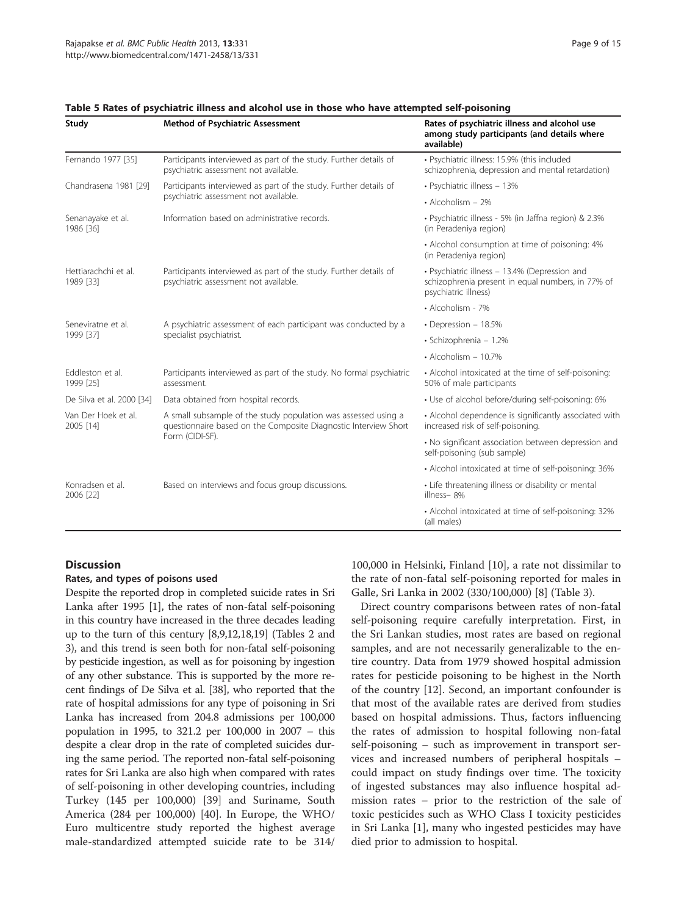**Table 5 Rates of psychiatric illness and alcohol use in those who have attempted self-poisoning**

| Study | Method of Psychiatric Assessment | Rates of psychiatric illness and alcohol use among study participants (and details where available) |
|---|---|---|
| Fernando 1977 [35] | Participants interviewed as part of the study. Further details of psychiatric assessment not available. | • Psychiatric illness: 15.9% (this included schizophrenia, depression and mental retardation) |
| Chandrasena 1981 [29] | Participants interviewed as part of the study. Further details of psychiatric assessment not available. | • Psychiatric illness – 13% |
| | | • Alcoholism – 2% |
| Senanayake et al. 1986 [36] | Information based on administrative records. | • Psychiatric illness - 5% (in Jaffna region) & 2.3% (in Peradeniya region) |
| | | • Alcohol consumption at time of poisoning: 4% (in Peradeniya region) |
| Hettiarachchi et al. 1989 [33] | Participants interviewed as part of the study. Further details of psychiatric assessment not available. | • Psychiatric illness – 13.4% (Depression and schizophrenia present in equal numbers, in 77% of psychiatric illness) |
| | | • Alcoholism - 7% |
| Seneviratne et al. 1999 [37] | A psychiatric assessment of each participant was conducted by a specialist psychiatrist. | • Depression – 18.5% |
| | | • Schizophrenia – 1.2% |
| | | • Alcoholism – 10.7% |
| Eddleston et al. 1999 [25] | Participants interviewed as part of the study. No formal psychiatric assessment. | • Alcohol intoxicated at the time of self-poisoning: 50% of male participants |
| De Silva et al. 2000 [34] | Data obtained from hospital records. | • Use of alcohol before/during self-poisoning: 6% |
| Van Der Hoek et al. 2005 [14] | A small subsample of the study population was assessed using a questionnaire based on the Composite Diagnostic Interview Short Form (CIDI-SF). | • Alcohol dependence is significantly associated with increased risk of self-poisoning. |
| | | • No significant association between depression and self-poisoning (sub sample) |
| | | • Alcohol intoxicated at time of self-poisoning: 36% |
| Konradsen et al. 2006 [22] | Based on interviews and focus group discussions. | • Life threatening illness or disability or mental illness– 8% |
| | | • Alcohol intoxicated at time of self-poisoning: 32% (all males) |

## Discussion

### Rates, and types of poisons used

Despite the reported drop in completed suicide rates in Sri Lanka after 1995 [1], the rates of non-fatal self-poisoning in this country have increased in the three decades leading up to the turn of this century [8,9,12,18,19] (Tables 2 and 3), and this trend is seen both for non-fatal self-poisoning by pesticide ingestion, as well as for poisoning by ingestion of any other substance. This is supported by the more recent findings of De Silva et al. [38], who reported that the rate of hospital admissions for any type of poisoning in Sri Lanka has increased from 204.8 admissions per 100,000 population in 1995, to 321.2 per 100,000 in 2007 – this despite a clear drop in the rate of completed suicides during the same period. The reported non-fatal self-poisoning rates for Sri Lanka are also high when compared with rates of self-poisoning in other developing countries, including Turkey (145 per 100,000) [39] and Suriname, South America (284 per 100,000) [40]. In Europe, the WHO/Euro multicentre study reported the highest average male-standardized attempted suicide rate to be 314/100,000 in Helsinki, Finland [10], a rate not dissimilar to the rate of non-fatal self-poisoning reported for males in Galle, Sri Lanka in 2002 (330/100,000) [8] (Table 3).

Direct country comparisons between rates of non-fatal self-poisoning require carefully interpretation. First, in the Sri Lankan studies, most rates are based on regional samples, and are not necessarily generalizable to the entire country. Data from 1979 showed hospital admission rates for pesticide poisoning to be highest in the North of the country [12]. Second, an important confounder is that most of the available rates are derived from studies based on hospital admissions. Thus, factors influencing the rates of admission to hospital following non-fatal self-poisoning – such as improvement in transport services and increased numbers of peripheral hospitals – could impact on study findings over time. The toxicity of ingested substances may also influence hospital admission rates – prior to the restriction of the sale of toxic pesticides such as WHO Class I toxicity pesticides in Sri Lanka [1], many who ingested pesticides may have died prior to admission to hospital.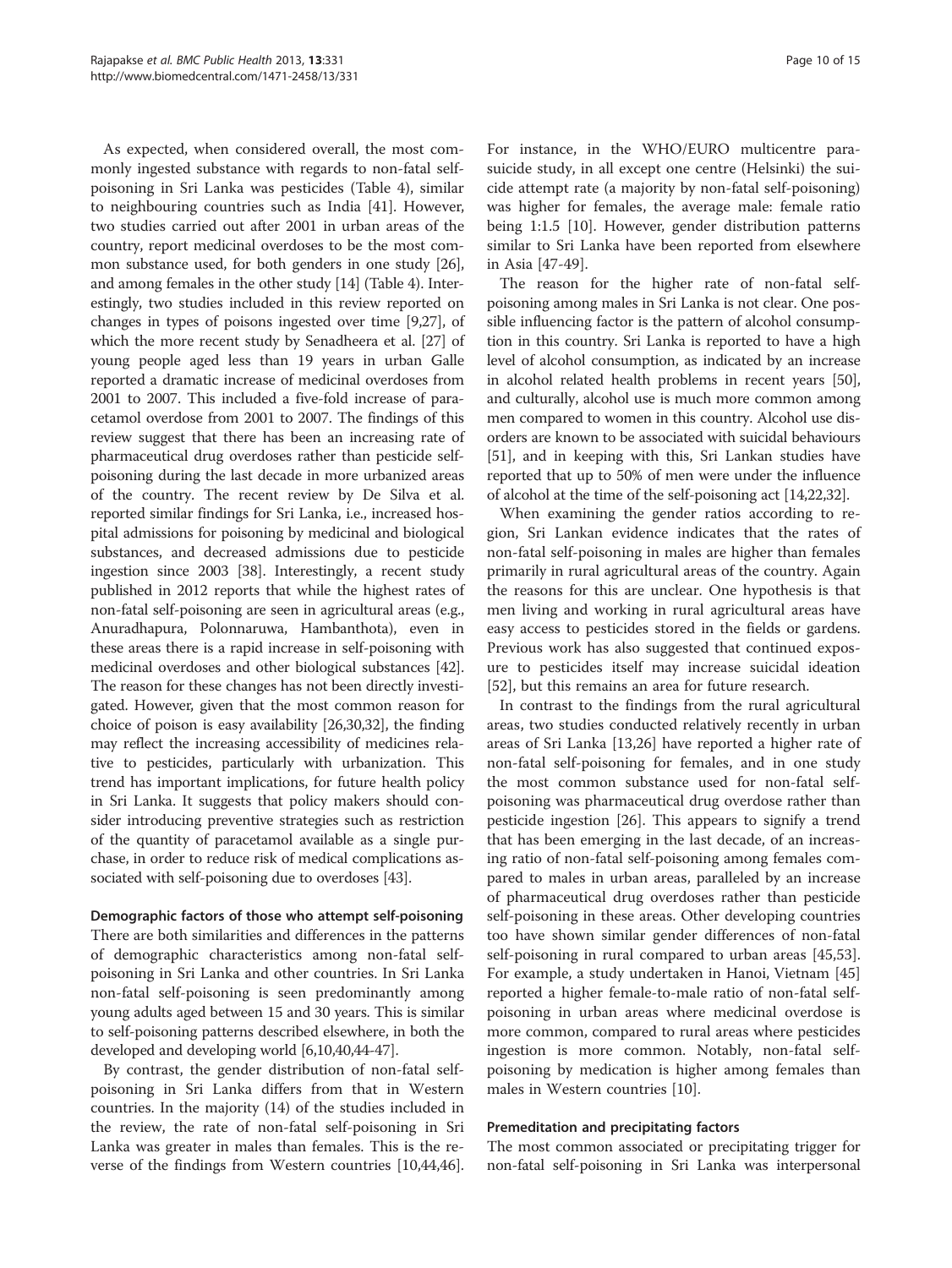As expected, when considered overall, the most commonly ingested substance with regards to non-fatal self-poisoning in Sri Lanka was pesticides (Table 4), similar to neighbouring countries such as India [41]. However, two studies carried out after 2001 in urban areas of the country, report medicinal overdoses to be the most common substance used, for both genders in one study [26], and among females in the other study [14] (Table 4). Interestingly, two studies included in this review reported on changes in types of poisons ingested over time [9,27], of which the more recent study by Senadheera et al. [27] of young people aged less than 19 years in urban Galle reported a dramatic increase of medicinal overdoses from 2001 to 2007. This included a five-fold increase of paracetamol overdose from 2001 to 2007. The findings of this review suggest that there has been an increasing rate of pharmaceutical drug overdoses rather than pesticide self-poisoning during the last decade in more urbanized areas of the country. The recent review by De Silva et al. reported similar findings for Sri Lanka, i.e., increased hospital admissions for poisoning by medicinal and biological substances, and decreased admissions due to pesticide ingestion since 2003 [38]. Interestingly, a recent study published in 2012 reports that while the highest rates of non-fatal self-poisoning are seen in agricultural areas (e.g., Anuradhapura, Polonnaruwa, Hambanthota), even in these areas there is a rapid increase in self-poisoning with medicinal overdoses and other biological substances [42]. The reason for these changes has not been directly investigated. However, given that the most common reason for choice of poison is easy availability [26,30,32], the finding may reflect the increasing accessibility of medicines relative to pesticides, particularly with urbanization. This trend has important implications, for future health policy in Sri Lanka. It suggests that policy makers should consider introducing preventive strategies such as restriction of the quantity of paracetamol available as a single purchase, in order to reduce risk of medical complications associated with self-poisoning due to overdoses [43].

#### Demographic factors of those who attempt self-poisoning

There are both similarities and differences in the patterns of demographic characteristics among non-fatal self-poisoning in Sri Lanka and other countries. In Sri Lanka non-fatal self-poisoning is seen predominantly among young adults aged between 15 and 30 years. This is similar to self-poisoning patterns described elsewhere, in both the developed and developing world [6,10,40,44-47].

By contrast, the gender distribution of non-fatal self-poisoning in Sri Lanka differs from that in Western countries. In the majority (14) of the studies included in the review, the rate of non-fatal self-poisoning in Sri Lanka was greater in males than females. This is the reverse of the findings from Western countries [10,44,46]. For instance, in the WHO/EURO multicentre parasuicide study, in all except one centre (Helsinki) the suicide attempt rate (a majority by non-fatal self-poisoning) was higher for females, the average male: female ratio being 1:1.5 [10]. However, gender distribution patterns similar to Sri Lanka have been reported from elsewhere in Asia [47-49].

The reason for the higher rate of non-fatal self-poisoning among males in Sri Lanka is not clear. One possible influencing factor is the pattern of alcohol consumption in this country. Sri Lanka is reported to have a high level of alcohol consumption, as indicated by an increase in alcohol related health problems in recent years [50], and culturally, alcohol use is much more common among men compared to women in this country. Alcohol use disorders are known to be associated with suicidal behaviours [51], and in keeping with this, Sri Lankan studies have reported that up to 50% of men were under the influence of alcohol at the time of the self-poisoning act [14,22,32].

When examining the gender ratios according to region, Sri Lankan evidence indicates that the rates of non-fatal self-poisoning in males are higher than females primarily in rural agricultural areas of the country. Again the reasons for this are unclear. One hypothesis is that men living and working in rural agricultural areas have easy access to pesticides stored in the fields or gardens. Previous work has also suggested that continued exposure to pesticides itself may increase suicidal ideation [52], but this remains an area for future research.

In contrast to the findings from the rural agricultural areas, two studies conducted relatively recently in urban areas of Sri Lanka [13,26] have reported a higher rate of non-fatal self-poisoning for females, and in one study the most common substance used for non-fatal self-poisoning was pharmaceutical drug overdose rather than pesticide ingestion [26]. This appears to signify a trend that has been emerging in the last decade, of an increasing ratio of non-fatal self-poisoning among females compared to males in urban areas, paralleled by an increase of pharmaceutical drug overdoses rather than pesticide self-poisoning in these areas. Other developing countries too have shown similar gender differences of non-fatal self-poisoning in rural compared to urban areas [45,53]. For example, a study undertaken in Hanoi, Vietnam [45] reported a higher female-to-male ratio of non-fatal self-poisoning in urban areas where medicinal overdose is more common, compared to rural areas where pesticides ingestion is more common. Notably, non-fatal self-poisoning by medication is higher among females than males in Western countries [10].

#### Premeditation and precipitating factors

The most common associated or precipitating trigger for non-fatal self-poisoning in Sri Lanka was interpersonal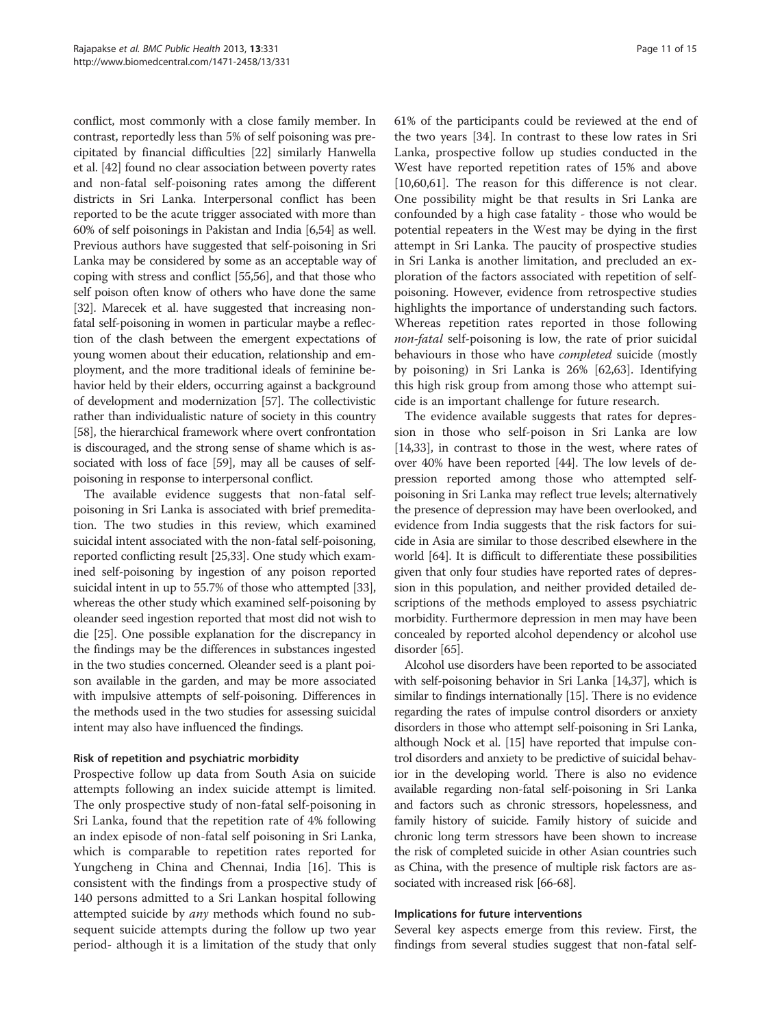conflict, most commonly with a close family member. In contrast, reportedly less than 5% of self poisoning was precipitated by financial difficulties [22] similarly Hanwella et al. [42] found no clear association between poverty rates and non-fatal self-poisoning rates among the different districts in Sri Lanka. Interpersonal conflict has been reported to be the acute trigger associated with more than 60% of self poisonings in Pakistan and India [6,54] as well. Previous authors have suggested that self-poisoning in Sri Lanka may be considered by some as an acceptable way of coping with stress and conflict [55,56], and that those who self poison often know of others who have done the same [32]. Marecek et al. have suggested that increasing non-fatal self-poisoning in women in particular maybe a reflection of the clash between the emergent expectations of young women about their education, relationship and employment, and the more traditional ideals of feminine behavior held by their elders, occurring against a background of development and modernization [57]. The collectivistic rather than individualistic nature of society in this country [58], the hierarchical framework where overt confrontation is discouraged, and the strong sense of shame which is associated with loss of face [59], may all be causes of self-poisoning in response to interpersonal conflict.

The available evidence suggests that non-fatal self-poisoning in Sri Lanka is associated with brief premeditation. The two studies in this review, which examined suicidal intent associated with the non-fatal self-poisoning, reported conflicting result [25,33]. One study which examined self-poisoning by ingestion of any poison reported suicidal intent in up to 55.7% of those who attempted [33], whereas the other study which examined self-poisoning by oleander seed ingestion reported that most did not wish to die [25]. One possible explanation for the discrepancy in the findings may be the differences in substances ingested in the two studies concerned. Oleander seed is a plant poison available in the garden, and may be more associated with impulsive attempts of self-poisoning. Differences in the methods used in the two studies for assessing suicidal intent may also have influenced the findings.

#### Risk of repetition and psychiatric morbidity

Prospective follow up data from South Asia on suicide attempts following an index suicide attempt is limited. The only prospective study of non-fatal self-poisoning in Sri Lanka, found that the repetition rate of 4% following an index episode of non-fatal self poisoning in Sri Lanka, which is comparable to repetition rates reported for Yungcheng in China and Chennai, India [16]. This is consistent with the findings from a prospective study of 140 persons admitted to a Sri Lankan hospital following attempted suicide by *any* methods which found no subsequent suicide attempts during the follow up two year period- although it is a limitation of the study that only 61% of the participants could be reviewed at the end of the two years [34]. In contrast to these low rates in Sri Lanka, prospective follow up studies conducted in the West have reported repetition rates of 15% and above [10,60,61]. The reason for this difference is not clear. One possibility might be that results in Sri Lanka are confounded by a high case fatality - those who would be potential repeaters in the West may be dying in the first attempt in Sri Lanka. The paucity of prospective studies in Sri Lanka is another limitation, and precluded an exploration of the factors associated with repetition of self-poisoning. However, evidence from retrospective studies highlights the importance of understanding such factors. Whereas repetition rates reported in those following *non-fatal* self-poisoning is low, the rate of prior suicidal behaviours in those who have *completed* suicide (mostly by poisoning) in Sri Lanka is 26% [62,63]. Identifying this high risk group from among those who attempt suicide is an important challenge for future research.

The evidence available suggests that rates for depression in those who self-poison in Sri Lanka are low [14,33], in contrast to those in the west, where rates of over 40% have been reported [44]. The low levels of depression reported among those who attempted self-poisoning in Sri Lanka may reflect true levels; alternatively the presence of depression may have been overlooked, and evidence from India suggests that the risk factors for suicide in Asia are similar to those described elsewhere in the world [64]. It is difficult to differentiate these possibilities given that only four studies have reported rates of depression in this population, and neither provided detailed descriptions of the methods employed to assess psychiatric morbidity. Furthermore depression in men may have been concealed by reported alcohol dependency or alcohol use disorder [65].

Alcohol use disorders have been reported to be associated with self-poisoning behavior in Sri Lanka [14,37], which is similar to findings internationally [15]. There is no evidence regarding the rates of impulse control disorders or anxiety disorders in those who attempt self-poisoning in Sri Lanka, although Nock et al. [15] have reported that impulse control disorders and anxiety to be predictive of suicidal behavior in the developing world. There is also no evidence available regarding non-fatal self-poisoning in Sri Lanka and factors such as chronic stressors, hopelessness, and family history of suicide. Family history of suicide and chronic long term stressors have been shown to increase the risk of completed suicide in other Asian countries such as China, with the presence of multiple risk factors are associated with increased risk [66-68].

#### Implications for future interventions

Several key aspects emerge from this review. First, the findings from several studies suggest that non-fatal self-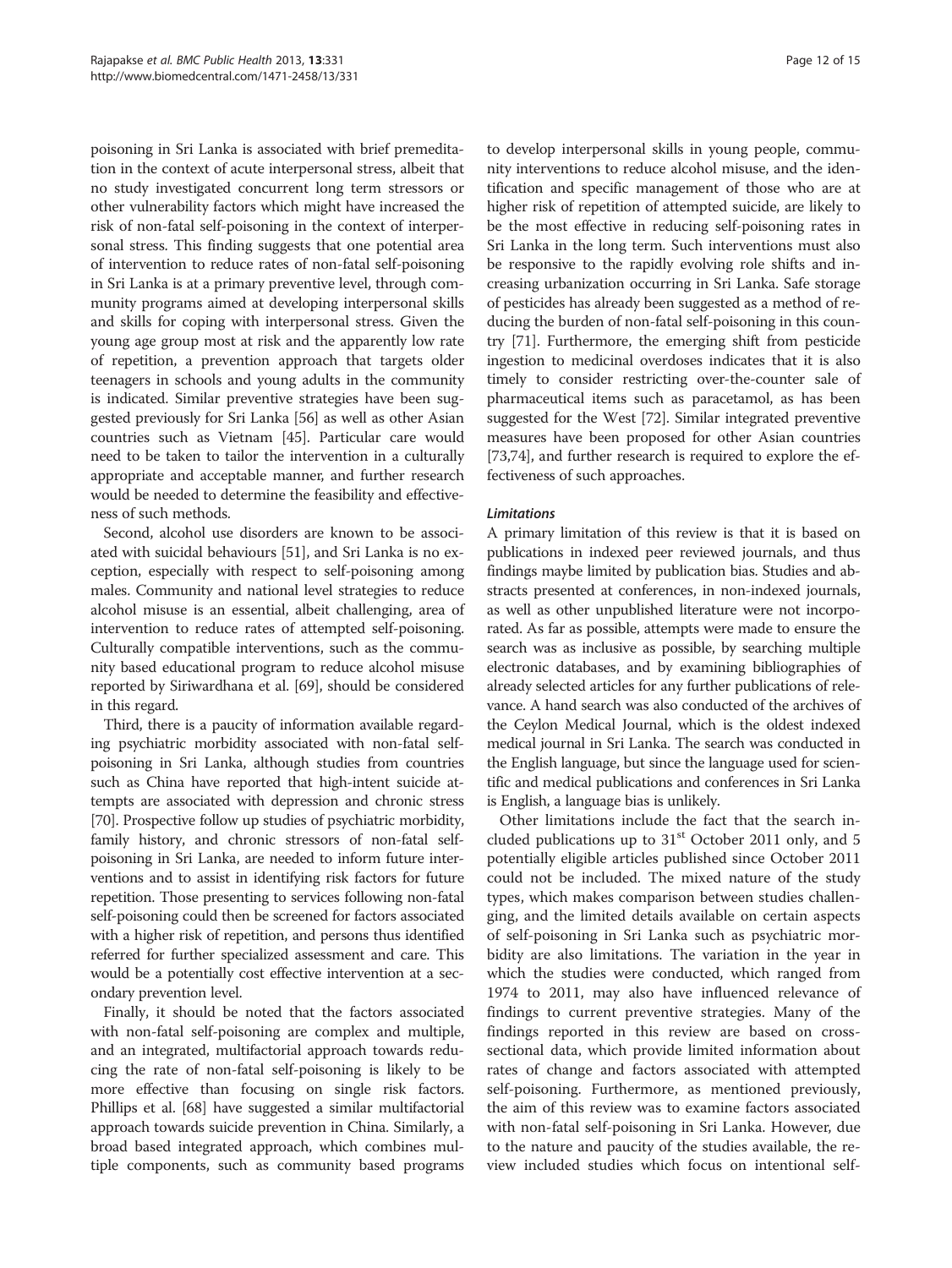poisoning in Sri Lanka is associated with brief premeditation in the context of acute interpersonal stress, albeit that no study investigated concurrent long term stressors or other vulnerability factors which might have increased the risk of non-fatal self-poisoning in the context of interpersonal stress. This finding suggests that one potential area of intervention to reduce rates of non-fatal self-poisoning in Sri Lanka is at a primary preventive level, through community programs aimed at developing interpersonal skills and skills for coping with interpersonal stress. Given the young age group most at risk and the apparently low rate of repetition, a prevention approach that targets older teenagers in schools and young adults in the community is indicated. Similar preventive strategies have been suggested previously for Sri Lanka [56] as well as other Asian countries such as Vietnam [45]. Particular care would need to be taken to tailor the intervention in a culturally appropriate and acceptable manner, and further research would be needed to determine the feasibility and effectiveness of such methods.

Second, alcohol use disorders are known to be associated with suicidal behaviours [51], and Sri Lanka is no exception, especially with respect to self-poisoning among males. Community and national level strategies to reduce alcohol misuse is an essential, albeit challenging, area of intervention to reduce rates of attempted self-poisoning. Culturally compatible interventions, such as the community based educational program to reduce alcohol misuse reported by Siriwardhana et al. [69], should be considered in this regard.

Third, there is a paucity of information available regarding psychiatric morbidity associated with non-fatal self-poisoning in Sri Lanka, although studies from countries such as China have reported that high-intent suicide attempts are associated with depression and chronic stress [70]. Prospective follow up studies of psychiatric morbidity, family history, and chronic stressors of non-fatal self-poisoning in Sri Lanka, are needed to inform future interventions and to assist in identifying risk factors for future repetition. Those presenting to services following non-fatal self-poisoning could then be screened for factors associated with a higher risk of repetition, and persons thus identified referred for further specialized assessment and care. This would be a potentially cost effective intervention at a secondary prevention level.

Finally, it should be noted that the factors associated with non-fatal self-poisoning are complex and multiple, and an integrated, multifactorial approach towards reducing the rate of non-fatal self-poisoning is likely to be more effective than focusing on single risk factors. Phillips et al. [68] have suggested a similar multifactorial approach towards suicide prevention in China. Similarly, a broad based integrated approach, which combines multiple components, such as community based programs to develop interpersonal skills in young people, community interventions to reduce alcohol misuse, and the identification and specific management of those who are at higher risk of repetition of attempted suicide, are likely to be the most effective in reducing self-poisoning rates in Sri Lanka in the long term. Such interventions must also be responsive to the rapidly evolving role shifts and increasing urbanization occurring in Sri Lanka. Safe storage of pesticides has already been suggested as a method of reducing the burden of non-fatal self-poisoning in this country [71]. Furthermore, the emerging shift from pesticide ingestion to medicinal overdoses indicates that it is also timely to consider restricting over-the-counter sale of pharmaceutical items such as paracetamol, as has been suggested for the West [72]. Similar integrated preventive measures have been proposed for other Asian countries [73,74], and further research is required to explore the effectiveness of such approaches.

#### *Limitations*

A primary limitation of this review is that it is based on publications in indexed peer reviewed journals, and thus findings maybe limited by publication bias. Studies and abstracts presented at conferences, in non-indexed journals, as well as other unpublished literature were not incorporated. As far as possible, attempts were made to ensure the search was as inclusive as possible, by searching multiple electronic databases, and by examining bibliographies of already selected articles for any further publications of relevance. A hand search was also conducted of the archives of the Ceylon Medical Journal, which is the oldest indexed medical journal in Sri Lanka. The search was conducted in the English language, but since the language used for scientific and medical publications and conferences in Sri Lanka is English, a language bias is unlikely.

Other limitations include the fact that the search included publications up to 31st October 2011 only, and 5 potentially eligible articles published since October 2011 could not be included. The mixed nature of the study types, which makes comparison between studies challenging, and the limited details available on certain aspects of self-poisoning in Sri Lanka such as psychiatric morbidity are also limitations. The variation in the year in which the studies were conducted, which ranged from 1974 to 2011, may also have influenced relevance of findings to current preventive strategies. Many of the findings reported in this review are based on cross-sectional data, which provide limited information about rates of change and factors associated with attempted self-poisoning. Furthermore, as mentioned previously, the aim of this review was to examine factors associated with non-fatal self-poisoning in Sri Lanka. However, due to the nature and paucity of the studies available, the review included studies which focus on intentional self-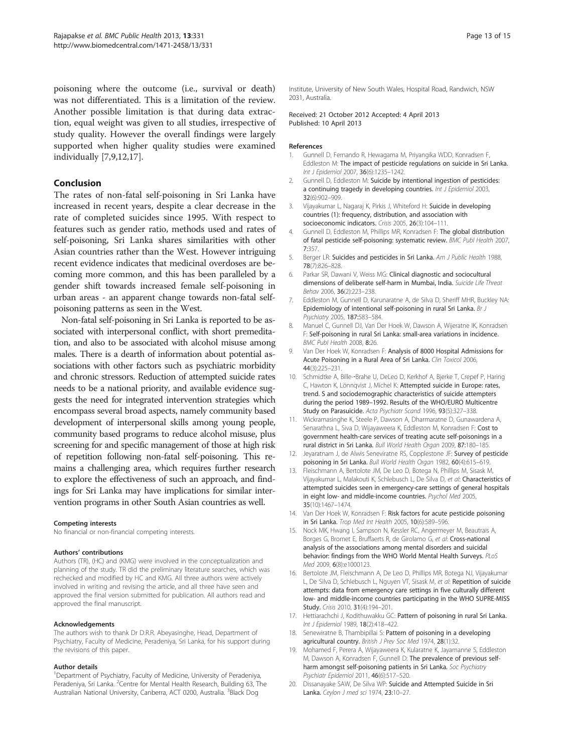poisoning where the outcome (i.e., survival or death) was not differentiated. This is a limitation of the review. Another possible limitation is that during data extraction, equal weight was given to all studies, irrespective of study quality. However the overall findings were largely supported when higher quality studies were examined individually [7,9,12,17].

## Conclusion

The rates of non-fatal self-poisoning in Sri Lanka have increased in recent years, despite a clear decrease in the rate of completed suicides since 1995. With respect to features such as gender ratio, methods used and rates of self-poisoning, Sri Lanka shares similarities with other Asian countries rather than the West. However intriguing recent evidence indicates that medicinal overdoses are becoming more common, and this has been paralleled by a gender shift towards increased female self-poisoning in urban areas - an apparent change towards non-fatal self-poisoning patterns as seen in the West.

Non-fatal self-poisoning in Sri Lanka is reported to be associated with interpersonal conflict, with short premeditation, and also to be associated with alcohol misuse among males. There is a dearth of information about potential associations with other factors such as psychiatric morbidity and chronic stressors. Reduction of attempted suicide rates needs to be a national priority, and available evidence suggests the need for integrated intervention strategies which encompass several broad aspects, namely community based development of interpersonal skills among young people, community based programs to reduce alcohol misuse, plus screening for and specific management of those at high risk of repetition following non-fatal self-poisoning. This remains a challenging area, which requires further research to explore the effectiveness of such an approach, and findings for Sri Lanka may have implications for similar intervention programs in other South Asian countries as well.

#### Competing interests

No financial or non-financial competing interests.

#### Authors' contributions

Authors (TR), (HC) and (KMG) were involved in the conceptualization and planning of the study. TR did the preliminary literature searches, which was rechecked and modified by HC and KMG. All three authors were actively involved in writing and revising the article, and all three have seen and approved the final version submitted for publication. All authors read and approved the final manuscript.

#### Acknowledgements

The authors wish to thank Dr D.R.R. Abeyasinghe, Head, Department of Psychiatry, Faculty of Medicine, Peradeniya, Sri Lanka, for his support during the revisions of this paper.

#### Author details

[1]Department of Psychiatry, Faculty of Medicine, University of Peradeniya, Peradeniya, Sri Lanka. [2]Centre for Mental Health Research, Building 63, The Australian National University, Canberra, ACT 0200, Australia. [3]Black Dog Institute, University of New South Wales, Hospital Road, Randwich, NSW 2031, Australia.

Received: 21 October 2012 Accepted: 4 April 2013
Published: 10 April 2013

#### References

1. Gunnell D, Fernando R, Hewagama M, Priyangika WDD, Konradsen F, Eddleston M: **The impact of pesticide regulations on suicide in Sri Lanka.** *Int J Epidemiol* 2007, **36**(6):1235–1242.
2. Gunnell D, Eddleston M: **Suicide by intentional ingestion of pesticides: a continuing tragedy in developing countries.** *Int J Epidemiol* 2003, **32**(6):902–909.
3. Vijayakumar L, Nagaraj K, Pirkis J, Whiteford H: **Suicide in developing countries (1): frequency, distribution, and association with socioeconomic indicators.** *Crisis* 2005, **26**(3):104–111.
4. Gunnell D, Eddleston M, Phillips MR, Konradsen F: **The global distribution of fatal pesticide self-poisoning: systematic review.** *BMC Publ Health* 2007, **7**:357.
5. Berger LR: **Suicides and pesticides in Sri Lanka.** *Am J Public Health* 1988, **78**(7):826–828.
6. Parkar SR, Dawani V, Weiss MG: **Clinical diagnostic and sociocultural dimensions of deliberate self-harm in Mumbai, India.** *Suicide Life Threat Behav* 2006, **36**(2):223–238.
7. Eddleston M, Gunnell D, Karunaratne A, de Silva D, Sheriff MHR, Buckley NA: **Epidemiology of intentional self-poisoning in rural Sri Lanka.** *Br J Psychiatry* 2005, **187**:583–584.
8. Manuel C, Gunnell DJ, Van Der Hoek W, Dawson A, Wijeratne IK, Konradsen F: **Self-poisoning in rural Sri Lanka: small-area variations in incidence.** *BMC Publ Health* 2008, **8**:26.
9. Van Der Hoek W, Konradsen F: **Analysis of 8000 Hospital Admissions for Acute Poisoning in a Rural Area of Sri Lanka.** *Clin Toxicol* 2006, **44**(3):225–231.
10. Schmidtke A, Bille-Brahe U, DeLeo D, Kerkhof A, Bjerke T, Crepef P, Haring C, Hawton K, Lönnqvist J, Michel K: **Attempted suicide in Europe: rates, trend. S and sociodemographic characteristics of suicide attempters during the period 1989–1992. Results of the WHO/EURO Multicentre Study on Parasuicide.** *Acta Psychiatr Scand* 1996, **93**(5):327–338.
11. Wickramasinghe K, Steele P, Dawson A, Dharmaratne D, Gunawardena A, Senarathna L, Siva D, Wijayaweera K, Eddleston M, Konradsen F: **Cost to government health-care services of treating acute self-poisonings in a rural district in Sri Lanka.** *Bull World Health Organ* 2009, **87**:180–185.
12. Jeyaratnam J, de Alwis Seneviratne RS, Copplestone JF: **Survey of pesticide poisoning in Sri Lanka.** *Bull World Health Organ* 1982, **60**(4):615–619.
13. Fleischmann A, Bertolote JM, De Leo D, Botega N, Phillips M, Sisask M, Vijayakumar L, Malakouti K, Schlebusch L, De Silva D, *et al*: **Characteristics of attempted suicides seen in emergency-care settings of general hospitals in eight low- and middle-income countries.** *Psychol Med* 2005, **35**(10):1467–1474.
14. Van Der Hoek W, Konradsen F: **Risk factors for acute pesticide poisoning in Sri Lanka.** *Trop Med Int Health* 2005, **10**(6):589–596.
15. Nock MK, Hwang I, Sampson N, Kessler RC, Angermeyer M, Beautrais A, Borges G, Bromet E, Bruffaerts R, de Girolamo G, *et al*: **Cross-national analysis of the associations among mental disorders and suicidal behavior: findings from the WHO World Mental Health Surveys.** *PLoS Med* 2009, **6**(8):e1000123.
16. Bertolote JM, Fleischmann A, De Leo D, Phillips MR, Botega NJ, Vijayakumar L, De Silva D, Schlebusch L, Nguyen VT, Sisask M, *et al*: **Repetition of suicide attempts: data from emergency care settings in five culturally different low- and middle-income countries participating in the WHO SUPRE-MISS Study.** *Crisis* 2010, **31**(4):194–201.
17. Hettiarachchi J, Kodithuwakku GC: **Pattern of poisoning in rural Sri Lanka.** *Int J Epidemiol* 1989, **18**(2):418–422.
18. Senewiratne B, Thambipillai S: **Pattern of poisoning in a developing agricultural country.** *British J Prev Soc Med* 1974, **28**(1):32.
19. Mohamed F, Perera A, Wijayaweera K, Kularatne K, Jayamanne S, Eddleston M, Dawson A, Konradsen F, Gunnell D: **The prevalence of previous self-harm amongst self-poisoning patients in Sri Lanka.** *Soc Psychiatry Psychiatr Epidemiol* 2011, **46**(6):517–520.
20. Dissanayake SAW, De Silva WP: **Suicide and Attempted Suicide in Sri Lanka.** *Ceylon J med sci* 1974, **23**:10–27.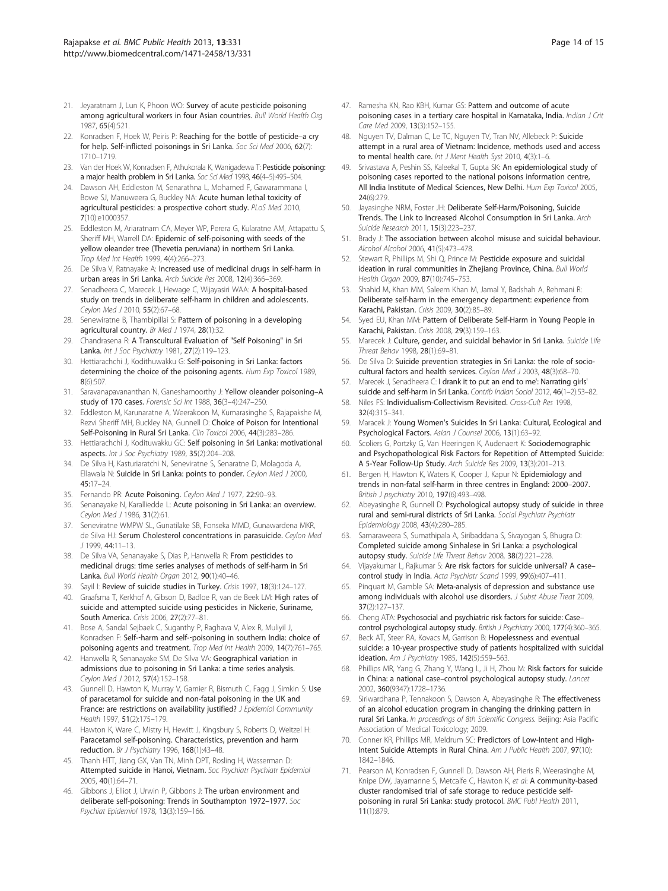21. Jeyaratnam J, Lun K, Phoon WO: **Survey of acute pesticide poisoning among agricultural workers in four Asian countries.** *Bull World Health Org* 1987, **65**(4):521.
22. Konradsen F, Hoek W, Peiris P: **Reaching for the bottle of pesticide–a cry for help. Self-inflicted poisonings in Sri Lanka.** *Soc Sci Med* 2006, **62**(7): 1710–1719.
23. Van der Hoek W, Konradsen F, Athukorala K, Wanigadewa T: **Pesticide poisoning: a major health problem in Sri Lanka.** *Soc Sci Med* 1998, **46**(4–5):495–504.
24. Dawson AH, Eddleston M, Senarathna L, Mohamed F, Gawarammana I, Bowe SJ, Manuweera G, Buckley NA: **Acute human lethal toxicity of agricultural pesticides: a prospective cohort study.** *PLoS Med* 2010, **7**(10):e1000357.
25. Eddleston M, Ariaratnam CA, Meyer WP, Perera G, Kularatne AM, Attapattu S, Sheriff MH, Warrell DA: **Epidemic of self-poisoning with seeds of the yellow oleander tree (Thevetia peruviana) in northern Sri Lanka.** *Trop Med Int Health* 1999, **4**(4):266–273.
26. De Silva V, Ratnayake A: **Increased use of medicinal drugs in self-harm in urban areas in Sri Lanka.** *Arch Suicide Res* 2008, **12**(4):366–369.
27. Senadheera C, Marecek J, Hewage C, Wijayasiri WAA: **A hospital-based study on trends in deliberate self-harm in children and adolescents.** *Ceylon Med J* 2010, **55**(2):67–68.
28. Senewiratne B, Thambipillai S: **Pattern of poisoning in a developing agricultural country.** *Br Med J* 1974, **28**(1):32.
29. Chandrasena R: **A Transcultural Evaluation of "Self Poisoning" in Sri Lanka.** *Int J Soc Psychiatry* 1981, **27**(2):119–123.
30. Hettiarachchi J, Kodithuwakku G: **Self-poisoning in Sri Lanka: factors determining the choice of the poisoning agents.** *Hum Exp Toxicol* 1989, **8**(6):507.
31. Saravanapavananthan N, Ganeshamoorthy J: **Yellow oleander poisoning–A study of 170 cases.** *Forensic Sci Int* 1988, **36**(3–4):247–250.
32. Eddleston M, Karunaratne A, Weerakoon M, Kumarasinghe S, Rajapakshe M, Rezvi Sheriff MH, Buckley NA, Gunnell D: **Choice of Poison for Intentional Self-Poisoning in Rural Sri Lanka.** *Clin Toxicol* 2006, **44**(3):283–286.
33. Hettiarachchi J, Kodituwakku GC: **Self poisoning in Sri Lanka: motivational aspects.** *Int J Soc Psychiatry* 1989, **35**(2):204–208.
34. De Silva H, Kasturiaratchi N, Seneviratne S, Senaratne D, Molagoda A, Ellawala N: **Suicide in Sri Lanka: points to ponder.** *Ceylon Med J* 2000, **45**:17–24.
35. Fernando PR: **Acute Poisoning.** *Ceylon Med J* 1977, **22**:90–93.
36. Senanayake N, Karalliedde L: **Acute poisoning in Sri Lanka: an overview.** *Ceylon Med J* 1986, **31**(2):61.
37. Seneviratne WMPW SL, Gunatilake SB, Fonseka MMD, Gunawardena MKR, de Silva HJ: **Serum Cholesterol concentrations in parasuicide.** *Ceylon Med J* 1999, **44**:11–13.
38. De Silva VA, Senanayake S, Dias P, Hanwella R: **From pesticides to medicinal drugs: time series analyses of methods of self-harm in Sri Lanka.** *Bull World Health Organ* 2012, **90**(1):40–46.
39. Sayil I: **Review of suicide studies in Turkey.** *Crisis* 1997, **18**(3):124–127.
40. Graafsma T, Kerkhof A, Gibson D, Badloe R, van de Beek LM: **High rates of suicide and attempted suicide using pesticides in Nickerie, Suriname, South America.** *Crisis* 2006, **27**(2):77–81.
41. Bose A, Sandal Sejbaek C, Suganthy P, Raghava V, Alex R, Muliyil J, Konradsen F: **Self--harm and self--poisoning in southern India: choice of poisoning agents and treatment.** *Trop Med Int Health* 2009, **14**(7):761–765.
42. Hanwella R, Senanayake SM, De Silva VA: **Geographical variation in admissions due to poisoning in Sri Lanka: a time series analysis.** *Ceylon Med J* 2012, **57**(4):152–158.
43. Gunnell D, Hawton K, Murray V, Garnier R, Bismuth C, Fagg J, Simkin S: **Use of paracetamol for suicide and non-fatal poisoning in the UK and France: are restrictions on availability justified?** *J Epidemiol Community Health* 1997, **51**(2):175–179.
44. Hawton K, Ware C, Mistry H, Hewitt J, Kingsbury S, Roberts D, Weitzel H: **Paracetamol self-poisoning. Characteristics, prevention and harm reduction.** *Br J Psychiatry* 1996, **168**(1):43–48.
45. Thanh HTT, Jiang GX, Van TN, Minh DPT, Rosling H, Wasserman D: **Attempted suicide in Hanoi, Vietnam.** *Soc Psychiatr Psychiatr Epidemiol* 2005, **40**(1):64–71.
46. Gibbons J, Elliot J, Urwin P, Gibbons J: **The urban environment and deliberate self-poisoning: Trends in Southampton 1972–1977.** *Soc Psychiat Epidemiol* 1978, **13**(3):159–166.
47. Ramesha KN, Rao KBH, Kumar GS: **Pattern and outcome of acute poisoning cases in a tertiary care hospital in Karnataka, India.** *Indian J Crit Care Med* 2009, **13**(3):152–155.
48. Nguyen TV, Dalman C, Le TC, Nguyen TV, Tran NV, Allebeck P: **Suicide attempt in a rural area of Vietnam: Incidence, methods used and access to mental health care.** *Int J Ment Health Syst* 2010, **4**(3):1–6.
49. Srivastava A, Peshin SS, Kaleekal T, Gupta SK: **An epidemiological study of poisoning cases reported to the national poisons information centre, All India Institute of Medical Sciences, New Delhi.** *Hum Exp Toxicol* 2005, **24**(6):279.
50. Jayasinghe NRM, Foster JH: **Deliberate Self-Harm/Poisoning, Suicide Trends. The Link to Increased Alcohol Consumption in Sri Lanka.** *Arch Suicide Research* 2011, **15**(3):223–237.
51. Brady J: **The association between alcohol misuse and suicidal behaviour.** *Alcohol Alcohol* 2006, **41**(5):473–478.
52. Stewart R, Phillips M, Shi Q, Prince M: **Pesticide exposure and suicidal ideation in rural communities in Zhejiang Province, China.** *Bull World Health Organ* 2009, **87**(10):745–753.
53. Shahid M, Khan MM, Saleem Khan M, Jamal Y, Badshah A, Rehmani R: **Deliberate self-harm in the emergency department: experience from Karachi, Pakistan.** *Crisis* 2009, **30**(2):85–89.
54. Syed EU, Khan MM: **Pattern of Deliberate Self-Harm in Young People in Karachi, Pakistan.** *Crisis* 2008, **29**(3):159–163.
55. Marecek J: **Culture, gender, and suicidal behavior in Sri Lanka.** *Suicide Life Threat Behav* 1998, **28**(1):69–81.
56. De Silva D: **Suicide prevention strategies in Sri Lanka: the role of socio-cultural factors and health services.** *Ceylon Med J* 2003, **48**(3):68–70.
57. Marecek J, Senadheera C: **I drank it to put an end to me': Narrating girls' suicide and self-harm in Sri Lanka.** *Contrib Indian Sociol* 2012, **46**(1–2):53–82.
58. Niles FS: **Individualism-Collectivism Revisited.** *Cross-Cult Res* 1998, **32**(4):315–341.
59. Maracek J: **Young Women's Suicides In Sri Lanka: Cultural, Ecological and Psychological Factors.** *Asian J Counsel* 2006, **13**(1):63–92.
60. Scoliers G, Portzky G, Van Heeringen K, Audenaert K: **Sociodemographic and Psychopathological Risk Factors for Repetition of Attempted Suicide: A 5-Year Follow-Up Study.** *Arch Suicide Res* 2009, **13**(3):201–213.
61. Bergen H, Hawton K, Waters K, Cooper J, Kapur N: **Epidemiology and trends in non-fatal self-harm in three centres in England: 2000–2007.** *British J psychiatry* 2010, **197**(6):493–498.
62. Abeyasinghe R, Gunnell D: **Psychological autopsy study of suicide in three rural and semi-rural districts of Sri Lanka.** *Social Psychiatr Psychiatr Epidemiology* 2008, **43**(4):280–285.
63. Samaraweera S, Sumathipala A, Siribaddana S, Sivayogan S, Bhugra D: **Completed suicide among Sinhalese in Sri Lanka: a psychological autopsy study.** *Suicide Life Threat Behav* 2008, **38**(2):221–228.
64. Vijayakumar L, Rajkumar S: **Are risk factors for suicide universal? A case–control study in India.** *Acta Psychiatr Scand* 1999, **99**(6):407–411.
65. Pinquart M, Gamble SA: **Meta-analysis of depression and substance use among individuals with alcohol use disorders.** *J Subst Abuse Treat* 2009, **37**(2):127–137.
66. Cheng ATA: **Psychosocial and psychiatric risk factors for suicide: Case–control psychological autopsy study.** *British J Psychiatry* 2000, **177**(4):360–365.
67. Beck AT, Steer RA, Kovacs M, Garrison B: **Hopelessness and eventual suicide: a 10-year prospective study of patients hospitalized with suicidal ideation.** *Am J Psychiatry* 1985, **142**(5):559–563.
68. Phillips MR, Yang G, Zhang Y, Wang L, Ji H, Zhou M: **Risk factors for suicide in China: a national case–control psychological autopsy study.** *Lancet* 2002, **360**(9347):1728–1736.
69. Siriwardhana P, Tennakoon S, Dawson A, Abeyasinghe R: **The effectiveness of an alcohol education program in changing the drinking pattern in rural Sri Lanka.** *In proceedings of 8th Scientific Congress.* Beijing: Asia Pacific Association of Medical Toxicology; 2009.
70. Conner KR, Phillips MR, Meldrum SC: **Predictors of Low-Intent and High-Intent Suicide Attempts in Rural China.** *Am J Public Health* 2007, **97**(10): 1842–1846.
71. Pearson M, Konradsen F, Gunnell D, Dawson AH, Pieris R, Weerasinghe M, Knipe DW, Jayamanne S, Metcalfe C, Hawton K, *et al*: **A community-based cluster randomised trial of safe storage to reduce pesticide self-poisoning in rural Sri Lanka: study protocol.** *BMC Publ Health* 2011, **11**(1):879.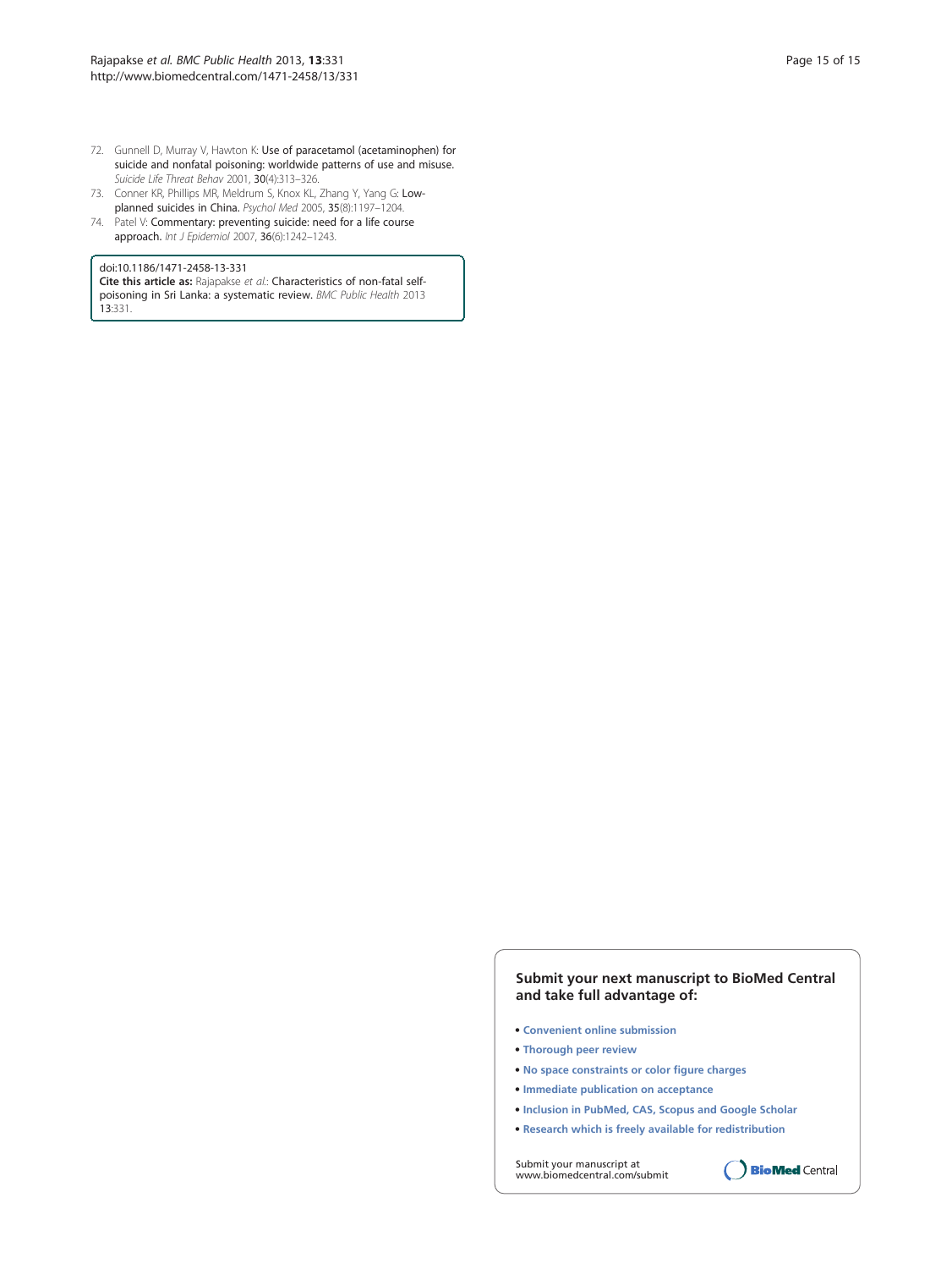72. Gunnell D, Murray V, Hawton K: **Use of paracetamol (acetaminophen) for suicide and nonfatal poisoning: worldwide patterns of use and misuse.** *Suicide Life Threat Behav* 2001, **30**(4):313–326.
73. Conner KR, Phillips MR, Meldrum S, Knox KL, Zhang Y, Yang G: **Low-planned suicides in China.** *Psychol Med* 2005, **35**(8):1197–1204.
74. Patel V: **Commentary: preventing suicide: need for a life course approach.** *Int J Epidemiol* 2007, **36**(6):1242–1243.

doi:10.1186/1471-2458-13-331

**Cite this article as:** Rajapakse *et al.*: Characteristics of non-fatal self-poisoning in Sri Lanka: a systematic review. *BMC Public Health* 2013 **13**:331.

**Submit your next manuscript to BioMed Central and take full advantage of:**

- **Convenient online submission**
- **Thorough peer review**
- **No space constraints or color figure charges**
- **Immediate publication on acceptance**
- **Inclusion in PubMed, CAS, Scopus and Google Scholar**
- **Research which is freely available for redistribution**

Submit your manuscript at www.biomedcentral.com/submit

BioMed Central